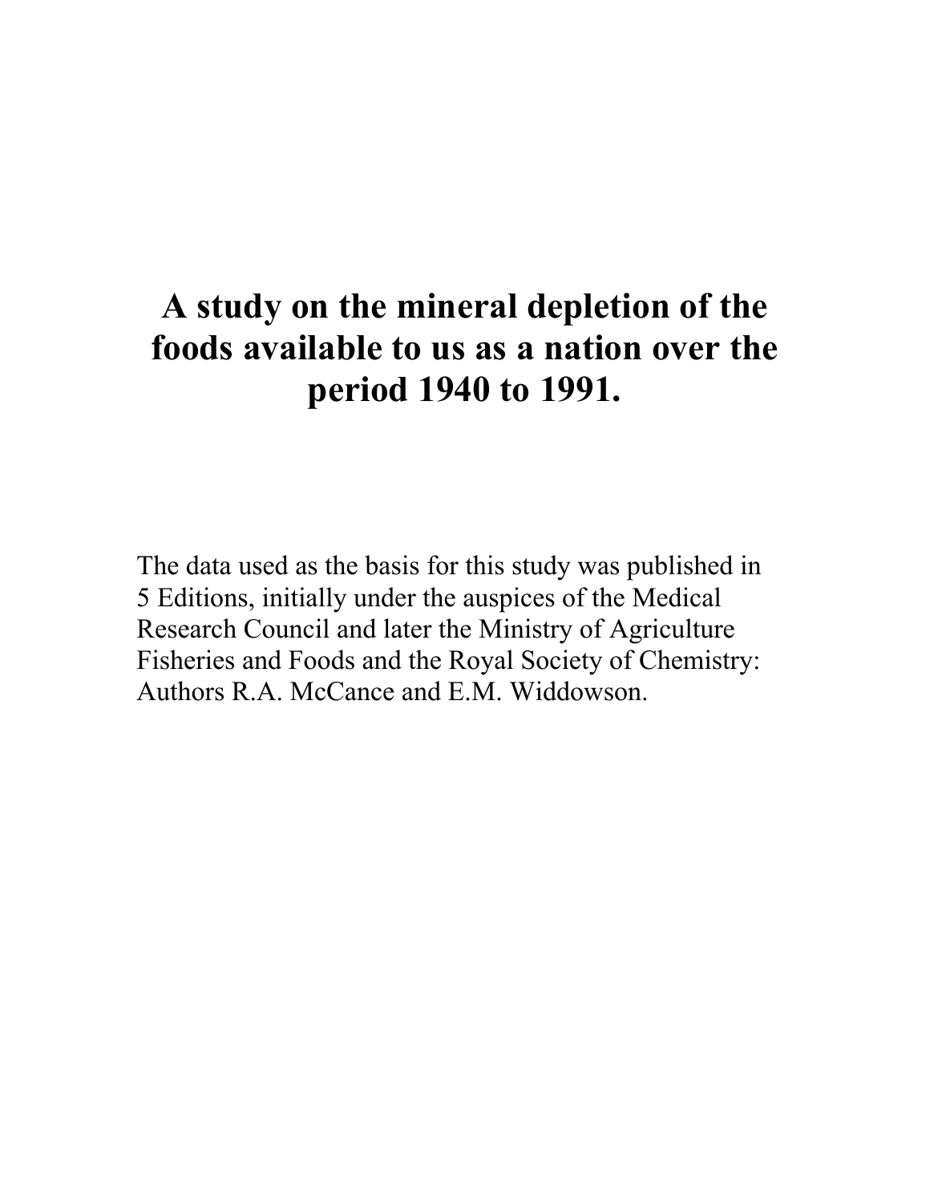# A study on the mineral depletion of the foods available to us as a nation over the period 1940 to 1991.

The data used as the basis for this study was published in 5 Editions, initially under the auspices of the Medical Research Council and later the Ministry of Agriculture Fisheries and Foods and the Royal Society of Chemistry: Authors R.A. McCance and E.M. Widdowson.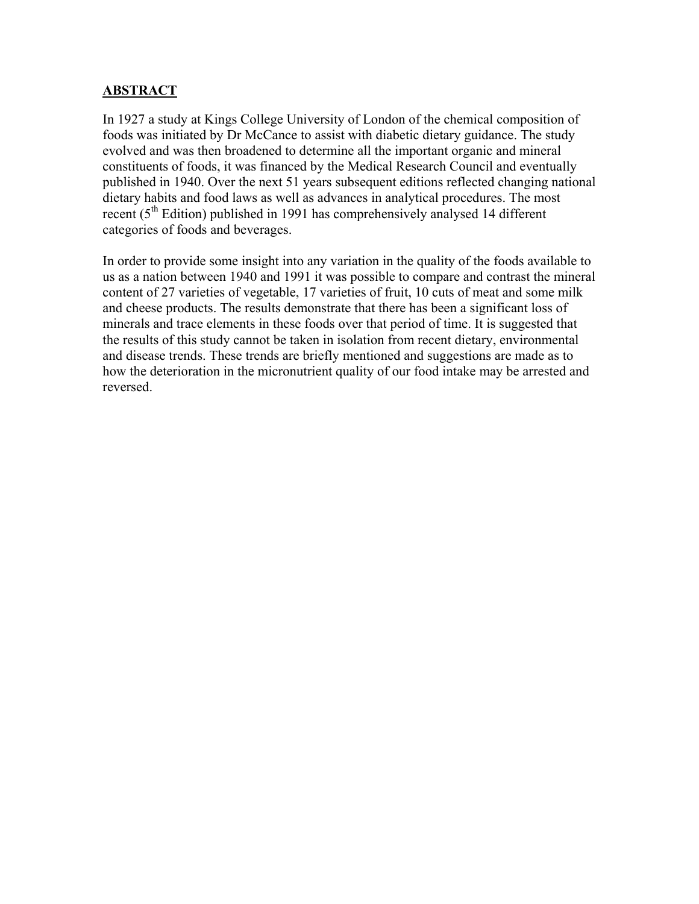## ABSTRACT

In 1927 a study at Kings College University of London of the chemical composition of foods was initiated by Dr McCance to assist with diabetic dietary guidance. The study evolved and was then broadened to determine all the important organic and mineral constituents of foods, it was financed by the Medical Research Council and eventually published in 1940. Over the next 51 years subsequent editions reflected changing national dietary habits and food laws as well as advances in analytical procedures. The most recent (5th Edition) published in 1991 has comprehensively analysed 14 different categories of foods and beverages.

In order to provide some insight into any variation in the quality of the foods available to us as a nation between 1940 and 1991 it was possible to compare and contrast the mineral content of 27 varieties of vegetable, 17 varieties of fruit, 10 cuts of meat and some milk and cheese products. The results demonstrate that there has been a significant loss of minerals and trace elements in these foods over that period of time. It is suggested that the results of this study cannot be taken in isolation from recent dietary, environmental and disease trends. These trends are briefly mentioned and suggestions are made as to how the deterioration in the micronutrient quality of our food intake may be arrested and reversed.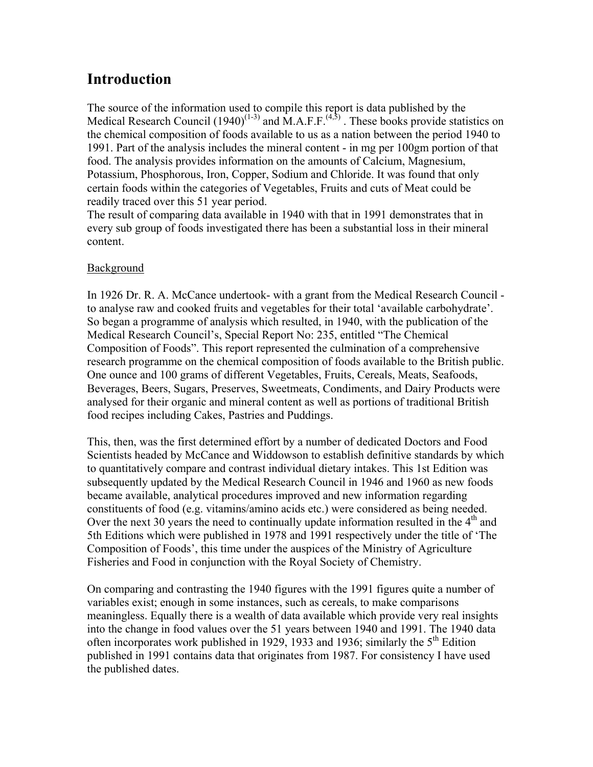# Introduction

The source of the information used to compile this report is data published by the Medical Research Council (1940)[1-3] and M.A.F.F.[4,5] . These books provide statistics on the chemical composition of foods available to us as a nation between the period 1940 to 1991. Part of the analysis includes the mineral content - in mg per 100gm portion of that food. The analysis provides information on the amounts of Calcium, Magnesium, Potassium, Phosphorous, Iron, Copper, Sodium and Chloride. It was found that only certain foods within the categories of Vegetables, Fruits and cuts of Meat could be readily traced over this 51 year period.
The result of comparing data available in 1940 with that in 1991 demonstrates that in every sub group of foods investigated there has been a substantial loss in their mineral content.

Background

In 1926 Dr. R. A. McCance undertook- with a grant from the Medical Research Council - to analyse raw and cooked fruits and vegetables for their total 'available carbohydrate'. So began a programme of analysis which resulted, in 1940, with the publication of the Medical Research Council's, Special Report No: 235, entitled "The Chemical Composition of Foods". This report represented the culmination of a comprehensive research programme on the chemical composition of foods available to the British public. One ounce and 100 grams of different Vegetables, Fruits, Cereals, Meats, Seafoods, Beverages, Beers, Sugars, Preserves, Sweetmeats, Condiments, and Dairy Products were analysed for their organic and mineral content as well as portions of traditional British food recipes including Cakes, Pastries and Puddings.

This, then, was the first determined effort by a number of dedicated Doctors and Food Scientists headed by McCance and Widdowson to establish definitive standards by which to quantitatively compare and contrast individual dietary intakes. This 1st Edition was subsequently updated by the Medical Research Council in 1946 and 1960 as new foods became available, analytical procedures improved and new information regarding constituents of food (e.g. vitamins/amino acids etc.) were considered as being needed. Over the next 30 years the need to continually update information resulted in the 4th and 5th Editions which were published in 1978 and 1991 respectively under the title of 'The Composition of Foods', this time under the auspices of the Ministry of Agriculture Fisheries and Food in conjunction with the Royal Society of Chemistry.

On comparing and contrasting the 1940 figures with the 1991 figures quite a number of variables exist; enough in some instances, such as cereals, to make comparisons meaningless. Equally there is a wealth of data available which provide very real insights into the change in food values over the 51 years between 1940 and 1991. The 1940 data often incorporates work published in 1929, 1933 and 1936; similarly the 5th Edition published in 1991 contains data that originates from 1987. For consistency I have used the published dates.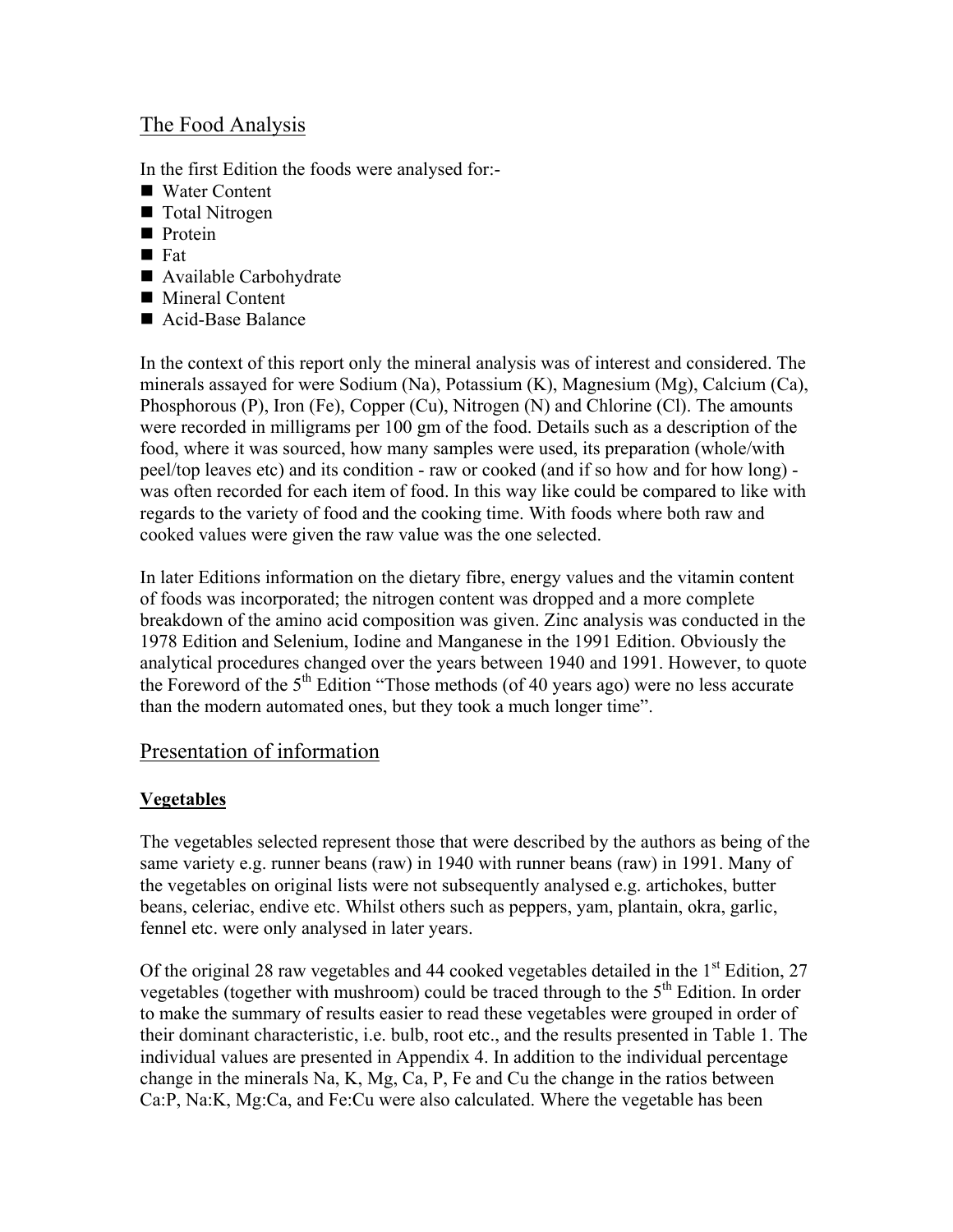## The Food Analysis

In the first Edition the foods were analysed for:-

- Water Content
- Total Nitrogen
- Protein
- Fat
- Available Carbohydrate
- Mineral Content
- Acid-Base Balance

In the context of this report only the mineral analysis was of interest and considered. The minerals assayed for were Sodium (Na), Potassium (K), Magnesium (Mg), Calcium (Ca), Phosphorous (P), Iron (Fe), Copper (Cu), Nitrogen (N) and Chlorine (Cl). The amounts were recorded in milligrams per 100 gm of the food. Details such as a description of the food, where it was sourced, how many samples were used, its preparation (whole/with peel/top leaves etc) and its condition - raw or cooked (and if so how and for how long) - was often recorded for each item of food. In this way like could be compared to like with regards to the variety of food and the cooking time. With foods where both raw and cooked values were given the raw value was the one selected.

In later Editions information on the dietary fibre, energy values and the vitamin content of foods was incorporated; the nitrogen content was dropped and a more complete breakdown of the amino acid composition was given. Zinc analysis was conducted in the 1978 Edition and Selenium, Iodine and Manganese in the 1991 Edition. Obviously the analytical procedures changed over the years between 1940 and 1991. However, to quote the Foreword of the 5th Edition "Those methods (of 40 years ago) were no less accurate than the modern automated ones, but they took a much longer time".

## Presentation of information

### Vegetables

The vegetables selected represent those that were described by the authors as being of the same variety e.g. runner beans (raw) in 1940 with runner beans (raw) in 1991. Many of the vegetables on original lists were not subsequently analysed e.g. artichokes, butter beans, celeriac, endive etc. Whilst others such as peppers, yam, plantain, okra, garlic, fennel etc. were only analysed in later years.

Of the original 28 raw vegetables and 44 cooked vegetables detailed in the 1st Edition, 27 vegetables (together with mushroom) could be traced through to the 5th Edition. In order to make the summary of results easier to read these vegetables were grouped in order of their dominant characteristic, i.e. bulb, root etc., and the results presented in Table 1. The individual values are presented in Appendix 4. In addition to the individual percentage change in the minerals Na, K, Mg, Ca, P, Fe and Cu the change in the ratios between Ca:P, Na:K, Mg:Ca, and Fe:Cu were also calculated. Where the vegetable has been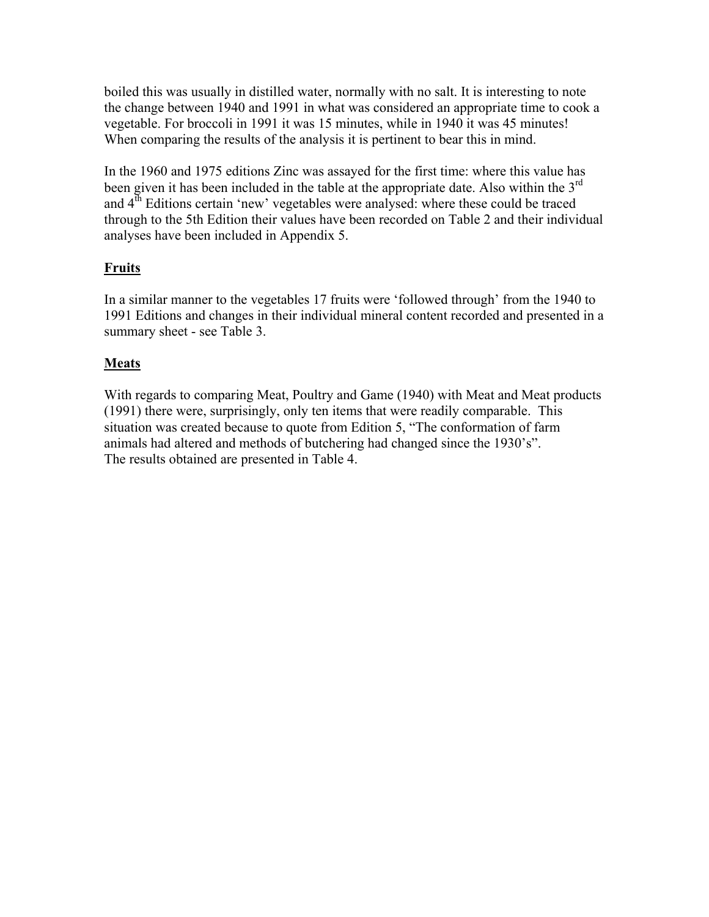boiled this was usually in distilled water, normally with no salt. It is interesting to note the change between 1940 and 1991 in what was considered an appropriate time to cook a vegetable. For broccoli in 1991 it was 15 minutes, while in 1940 it was 45 minutes! When comparing the results of the analysis it is pertinent to bear this in mind.

In the 1960 and 1975 editions Zinc was assayed for the first time: where this value has been given it has been included in the table at the appropriate date. Also within the 3rd and 4th Editions certain 'new' vegetables were analysed: where these could be traced through to the 5th Edition their values have been recorded on Table 2 and their individual analyses have been included in Appendix 5.

## Fruits

In a similar manner to the vegetables 17 fruits were 'followed through' from the 1940 to 1991 Editions and changes in their individual mineral content recorded and presented in a summary sheet - see Table 3.

## Meats

With regards to comparing Meat, Poultry and Game (1940) with Meat and Meat products (1991) there were, surprisingly, only ten items that were readily comparable. This situation was created because to quote from Edition 5, "The conformation of farm animals had altered and methods of butchering had changed since the 1930's". The results obtained are presented in Table 4.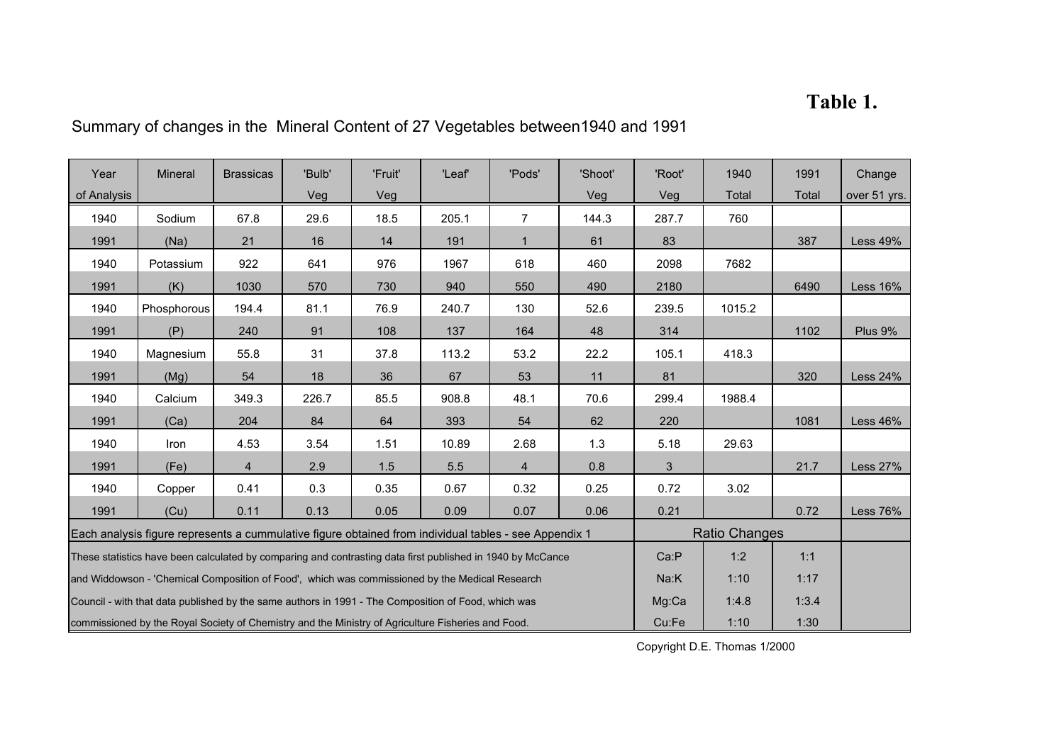# Table 1.

Summary of changes in the Mineral Content of 27 Vegetables between1940 and 1991

| Year of Analysis | Mineral | Brassicas | 'Bulb' Veg | 'Fruit' Veg | 'Leaf' | 'Pods' | 'Shoot' Veg | 'Root' Veg | 1940 Total | 1991 Total | Change over 51 yrs. |
|---|---|---|---|---|---|---|---|---|---|---|---|
| 1940 | Sodium | 67.8 | 29.6 | 18.5 | 205.1 | 7 | 144.3 | 287.7 | 760 | | |
| 1991 | (Na) | 21 | 16 | 14 | 191 | 1 | 61 | 83 | | 387 | Less 49% |
| 1940 | Potassium | 922 | 641 | 976 | 1967 | 618 | 460 | 2098 | 7682 | | |
| 1991 | (K) | 1030 | 570 | 730 | 940 | 550 | 490 | 2180 | | 6490 | Less 16% |
| 1940 | Phosphorous | 194.4 | 81.1 | 76.9 | 240.7 | 130 | 52.6 | 239.5 | 1015.2 | | |
| 1991 | (P) | 240 | 91 | 108 | 137 | 164 | 48 | 314 | | 1102 | Plus 9% |
| 1940 | Magnesium | 55.8 | 31 | 37.8 | 113.2 | 53.2 | 22.2 | 105.1 | 418.3 | | |
| 1991 | (Mg) | 54 | 18 | 36 | 67 | 53 | 11 | 81 | | 320 | Less 24% |
| 1940 | Calcium | 349.3 | 226.7 | 85.5 | 908.8 | 48.1 | 70.6 | 299.4 | 1988.4 | | |
| 1991 | (Ca) | 204 | 84 | 64 | 393 | 54 | 62 | 220 | | 1081 | Less 46% |
| 1940 | Iron | 4.53 | 3.54 | 1.51 | 10.89 | 2.68 | 1.3 | 5.18 | 29.63 | | |
| 1991 | (Fe) | 4 | 2.9 | 1.5 | 5.5 | 4 | 0.8 | 3 | | 21.7 | Less 27% |
| 1940 | Copper | 0.41 | 0.3 | 0.35 | 0.67 | 0.32 | 0.25 | 0.72 | 3.02 | | |
| 1991 | (Cu) | 0.11 | 0.13 | 0.05 | 0.09 | 0.07 | 0.06 | 0.21 | | 0.72 | Less 76% |
| Each analysis figure represents a cummulative figure obtained from individual tables - see Appendix 1 | | | | | | | | Ratio Changes | | | |
| These statistics have been calculated by comparing and contrasting data first published in 1940 by McCance | | | | | | | | Ca:P | 1:2 | 1:1 | |
| and Widdowson - 'Chemical Composition of Food', which was commissioned by the Medical Research | | | | | | | | Na:K | 1:10 | 1:17 | |
| Council - with that data published by the same authors in 1991 - The Composition of Food, which was | | | | | | | | Mg:Ca | 1:4.8 | 1:3.4 | |
| commissioned by the Royal Society of Chemistry and the Ministry of Agriculture Fisheries and Food. | | | | | | | | Cu:Fe | 1:10 | 1:30 | |

Copyright D.E. Thomas 1/2000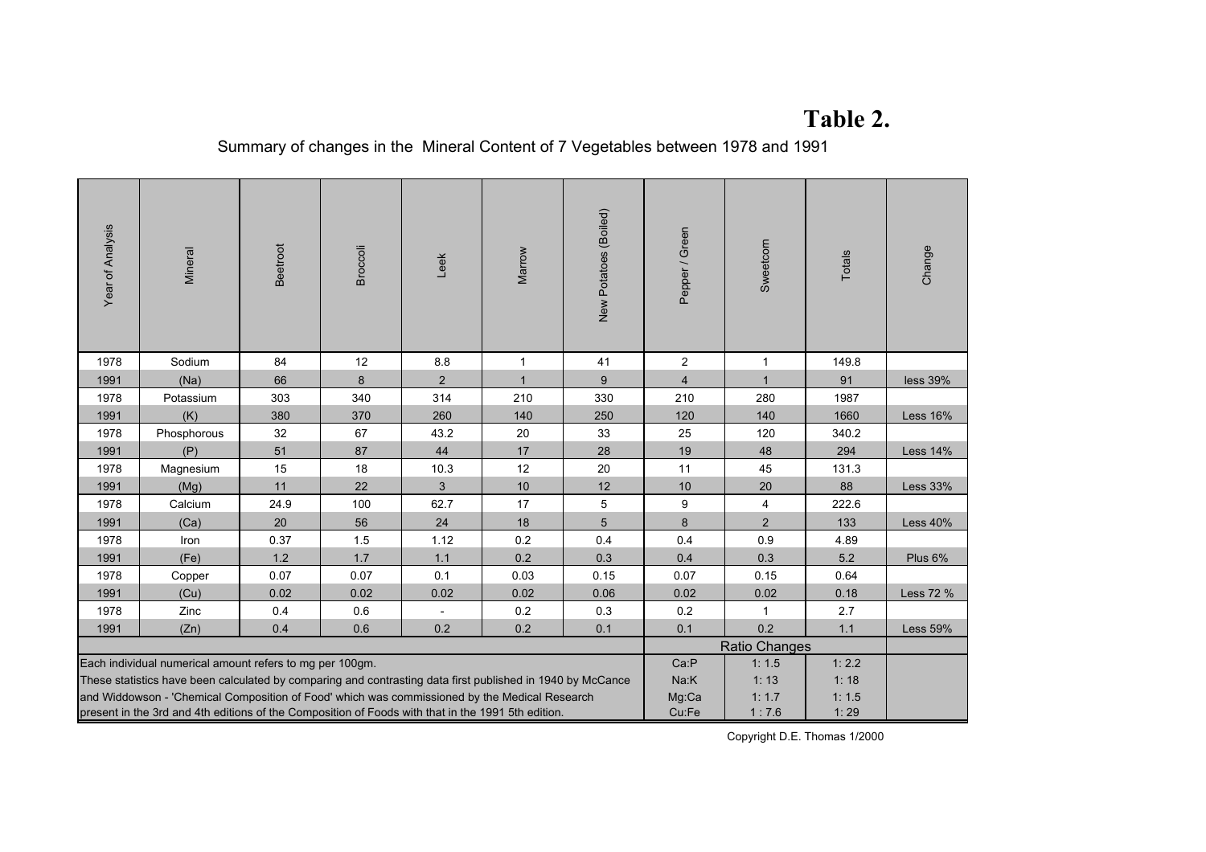# Table 2.

Summary of changes in the Mineral Content of 7 Vegetables between 1978 and 1991

| Year of Analysis | Mineral | Beetroot | Broccoli | Leek | Marrow | New Potatoes (Boiled) | Pepper / Green | Sweetcorn | Totals | Change |
|---|---|---|---|---|---|---|---|---|---|---|
| 1978 | Sodium | 84 | 12 | 8.8 | 1 | 41 | 2 | 1 | 149.8 | |
| 1991 | (Na) | 66 | 8 | 2 | 1 | 9 | 4 | 1 | 91 | less 39% |
| 1978 | Potassium | 303 | 340 | 314 | 210 | 330 | 210 | 280 | 1987 | |
| 1991 | (K) | 380 | 370 | 260 | 140 | 250 | 120 | 140 | 1660 | Less 16% |
| 1978 | Phosphorous | 32 | 67 | 43.2 | 20 | 33 | 25 | 120 | 340.2 | |
| 1991 | (P) | 51 | 87 | 44 | 17 | 28 | 19 | 48 | 294 | Less 14% |
| 1978 | Magnesium | 15 | 18 | 10.3 | 12 | 20 | 11 | 45 | 131.3 | |
| 1991 | (Mg) | 11 | 22 | 3 | 10 | 12 | 10 | 20 | 88 | Less 33% |
| 1978 | Calcium | 24.9 | 100 | 62.7 | 17 | 5 | 9 | 4 | 222.6 | |
| 1991 | (Ca) | 20 | 56 | 24 | 18 | 5 | 8 | 2 | 133 | Less 40% |
| 1978 | Iron | 0.37 | 1.5 | 1.12 | 0.2 | 0.4 | 0.4 | 0.9 | 4.89 | |
| 1991 | (Fe) | 1.2 | 1.7 | 1.1 | 0.2 | 0.3 | 0.4 | 0.3 | 5.2 | Plus 6% |
| 1978 | Copper | 0.07 | 0.07 | 0.1 | 0.03 | 0.15 | 0.07 | 0.15 | 0.64 | |
| 1991 | (Cu) | 0.02 | 0.02 | 0.02 | 0.02 | 0.06 | 0.02 | 0.02 | 0.18 | Less 72 % |
| 1978 | Zinc | 0.4 | 0.6 | - | 0.2 | 0.3 | 0.2 | 1 | 2.7 | |
| 1991 | (Zn) | 0.4 | 0.6 | 0.2 | 0.2 | 0.1 | 0.1 | 0.2 | 1.1 | Less 59% |

| | Ratio Changes | |
|---|---|---|
| Ca:P | 1: 1.5 | 1: 2.2 |
| Na:K | 1: 13 | 1: 18 |
| Mg:Ca | 1: 1.7 | 1: 1.5 |
| Cu:Fe | 1 : 7.6 | 1: 29 |

Each individual numerical amount refers to mg per 100gm.
These statistics have been calculated by comparing and contrasting data first published in 1940 by McCance and Widdowson - 'Chemical Composition of Food' which was commissioned by the Medical Research present in the 3rd and 4th editions of the Composition of Foods with that in the 1991 5th edition.

Copyright D.E. Thomas 1/2000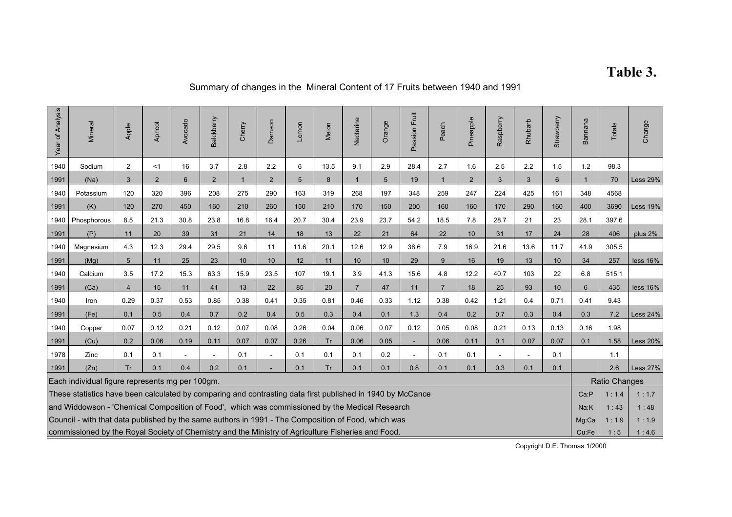# Table 3.

Summary of changes in the Mineral Content of 17 Fruits between 1940 and 1991

| Year of Analysis | Mineral | Apple | Apricot | Avocado | Balckberry | Cherry | Damson | Lemon | Melon | Nectarine | Orange | Passion Fruit | Peach | Pineapple | Raspberry | Rhubarb | Strawberry | Bannana | Totals | Change |
|---|---|---|---|---|---|---|---|---|---|---|---|---|---|---|---|---|---|---|---|---|
| 1940 | Sodium | 2 | <1 | 16 | 3.7 | 2.8 | 2.2 | 6 | 13.5 | 9.1 | 2.9 | 28.4 | 2.7 | 1.6 | 2.5 | 2.2 | 1.5 | 1.2 | 98.3 | |
| 1991 | (Na) | 3 | 2 | 6 | 2 | 1 | 2 | 5 | 8 | 1 | 5 | 19 | 1 | 2 | 3 | 3 | 6 | 1 | 70 | Less 29% |
| 1940 | Potassium | 120 | 320 | 396 | 208 | 275 | 290 | 163 | 319 | 268 | 197 | 348 | 259 | 247 | 224 | 425 | 161 | 348 | 4568 | |
| 1991 | (K) | 120 | 270 | 450 | 160 | 210 | 260 | 150 | 210 | 170 | 150 | 200 | 160 | 160 | 170 | 290 | 160 | 400 | 3690 | Less 19% |
| 1940 | Phosphorous | 8.5 | 21.3 | 30.8 | 23.8 | 16.8 | 16.4 | 20.7 | 30.4 | 23.9 | 23.7 | 54.2 | 18.5 | 7.8 | 28.7 | 21 | 23 | 28.1 | 397.6 | |
| 1991 | (P) | 11 | 20 | 39 | 31 | 21 | 14 | 18 | 13 | 22 | 21 | 64 | 22 | 10 | 31 | 17 | 24 | 28 | 406 | plus 2% |
| 1940 | Magnesium | 4.3 | 12.3 | 29.4 | 29.5 | 9.6 | 11 | 11.6 | 20.1 | 12.6 | 12.9 | 38.6 | 7.9 | 16.9 | 21.6 | 13.6 | 11.7 | 41.9 | 305.5 | |
| 1991 | (Mg) | 5 | 11 | 25 | 23 | 10 | 10 | 12 | 11 | 10 | 10 | 29 | 9 | 16 | 19 | 13 | 10 | 34 | 257 | less 16% |
| 1940 | Calcium | 3.5 | 17.2 | 15.3 | 63.3 | 15.9 | 23.5 | 107 | 19.1 | 3.9 | 41.3 | 15.6 | 4.8 | 12.2 | 40.7 | 103 | 22 | 6.8 | 515.1 | |
| 1991 | (Ca) | 4 | 15 | 11 | 41 | 13 | 22 | 85 | 20 | 7 | 47 | 11 | 7 | 18 | 25 | 93 | 10 | 6 | 435 | less 16% |
| 1940 | Iron | 0.29 | 0.37 | 0.53 | 0.85 | 0.38 | 0.41 | 0.35 | 0.81 | 0.46 | 0.33 | 1.12 | 0.38 | 0.42 | 1.21 | 0.4 | 0.71 | 0.41 | 9.43 | |
| 1991 | (Fe) | 0.1 | 0.5 | 0.4 | 0.7 | 0.2 | 0.4 | 0.5 | 0.3 | 0.4 | 0.1 | 1.3 | 0.4 | 0.2 | 0.7 | 0.3 | 0.4 | 0.3 | 7.2 | Less 24% |
| 1940 | Copper | 0.07 | 0.12 | 0.21 | 0.12 | 0.07 | 0.08 | 0.26 | 0.04 | 0.06 | 0.07 | 0.12 | 0.05 | 0.08 | 0.21 | 0.13 | 0.13 | 0.16 | 1.98 | |
| 1991 | (Cu) | 0.2 | 0.06 | 0.19 | 0.11 | 0.07 | 0.07 | 0.26 | Tr | 0.06 | 0.05 | - | 0.06 | 0.11 | 0.1 | 0.07 | 0.07 | 0.1 | 1.58 | Less 20% |
| 1978 | Zinc | 0.1 | 0.1 | - | - | 0.1 | - | 0.1 | 0.1 | 0.1 | 0.2 | - | 0.1 | 0.1 | - | - | 0.1 | | 1.1 | |
| 1991 | (Zn) | Tr | 0.1 | 0.4 | 0.2 | 0.1 | - | 0.1 | Tr | 0.1 | 0.1 | 0.8 | 0.1 | 0.1 | 0.3 | 0.1 | 0.1 | | 2.6 | Less 27% |

Each individual figure represents mg per 100gm.

These statistics have been calculated by comparing and contrasting data first published in 1940 by McCance and Widdowson - 'Chemical Composition of Food', which was commissioned by the Medical Research Council - with that data published by the same authors in 1991 - The Composition of Food, which was commissioned by the Royal Society of Chemistry and the Ministry of Agriculture Fisheries and Food.

| Ratio Changes | | |
|---|---|---|
| Ca:P | 1 : 1.4 | 1 : 1.7 |
| Na:K | 1 : 43 | 1 : 48 |
| Mg:Ca | 1 : 1.9 | 1 : 1.9 |
| Cu:Fe | 1 : 5 | 1 : 4.6 |

Copyright D.E. Thomas 1/2000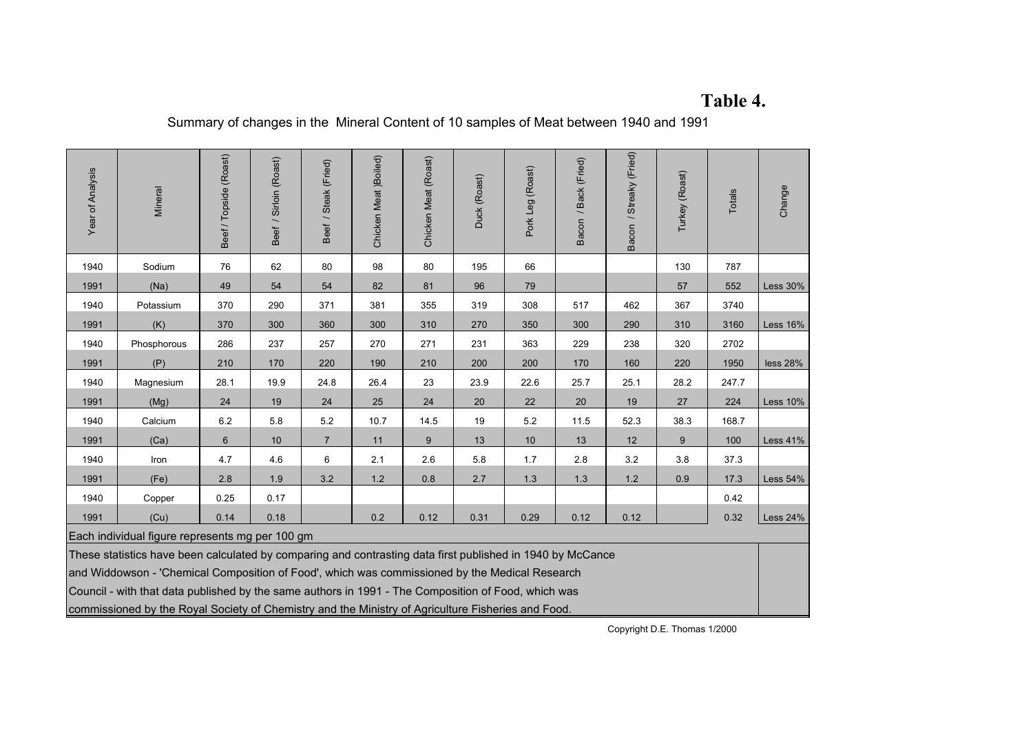# Table 4.

Summary of changes in the Mineral Content of 10 samples of Meat between 1940 and 1991

| Year of Analysis | Mineral | Beef / Topside (Roast) | Beef / Sirloin (Roast) | Beef / Steak (Fried) | Chicken Meat )Boiled) | Chicken Meat (Roast) | Duck (Roast) | Pork Leg (Roast) | Bacon / Back (Fried) | Bacon / Streaky (Fried) | Turkey (Roast) | Totals | Change |
|---|---|---|---|---|---|---|---|---|---|---|---|---|---|
| 1940 | Sodium | 76 | 62 | 80 | 98 | 80 | 195 | 66 | | | 130 | 787 | |
| 1991 | (Na) | 49 | 54 | 54 | 82 | 81 | 96 | 79 | | | 57 | 552 | Less 30% |
| 1940 | Potassium | 370 | 290 | 371 | 381 | 355 | 319 | 308 | 517 | 462 | 367 | 3740 | |
| 1991 | (K) | 370 | 300 | 360 | 300 | 310 | 270 | 350 | 300 | 290 | 310 | 3160 | Less 16% |
| 1940 | Phosphorous | 286 | 237 | 257 | 270 | 271 | 231 | 363 | 229 | 238 | 320 | 2702 | |
| 1991 | (P) | 210 | 170 | 220 | 190 | 210 | 200 | 200 | 170 | 160 | 220 | 1950 | less 28% |
| 1940 | Magnesium | 28.1 | 19.9 | 24.8 | 26.4 | 23 | 23.9 | 22.6 | 25.7 | 25.1 | 28.2 | 247.7 | |
| 1991 | (Mg) | 24 | 19 | 24 | 25 | 24 | 20 | 22 | 20 | 19 | 27 | 224 | Less 10% |
| 1940 | Calcium | 6.2 | 5.8 | 5.2 | 10.7 | 14.5 | 19 | 5.2 | 11.5 | 52.3 | 38.3 | 168.7 | |
| 1991 | (Ca) | 6 | 10 | 7 | 11 | 9 | 13 | 10 | 13 | 12 | 9 | 100 | Less 41% |
| 1940 | Iron | 4.7 | 4.6 | 6 | 2.1 | 2.6 | 5.8 | 1.7 | 2.8 | 3.2 | 3.8 | 37.3 | |
| 1991 | (Fe) | 2.8 | 1.9 | 3.2 | 1.2 | 0.8 | 2.7 | 1.3 | 1.3 | 1.2 | 0.9 | 17.3 | Less 54% |
| 1940 | Copper | 0.25 | 0.17 | | | | | | | | | 0.42 | |
| 1991 | (Cu) | 0.14 | 0.18 | | 0.2 | 0.12 | 0.31 | 0.29 | 0.12 | 0.12 | | 0.32 | Less 24% |

Each individual figure represents mg per 100 gm

These statistics have been calculated by comparing and contrasting data first published in 1940 by McCance and Widdowson - 'Chemical Composition of Food', which was commissioned by the Medical Research Council - with that data published by the same authors in 1991 - The Composition of Food, which was commissioned by the Royal Society of Chemistry and the Ministry of Agriculture Fisheries and Food.

Copyright D.E. Thomas 1/2000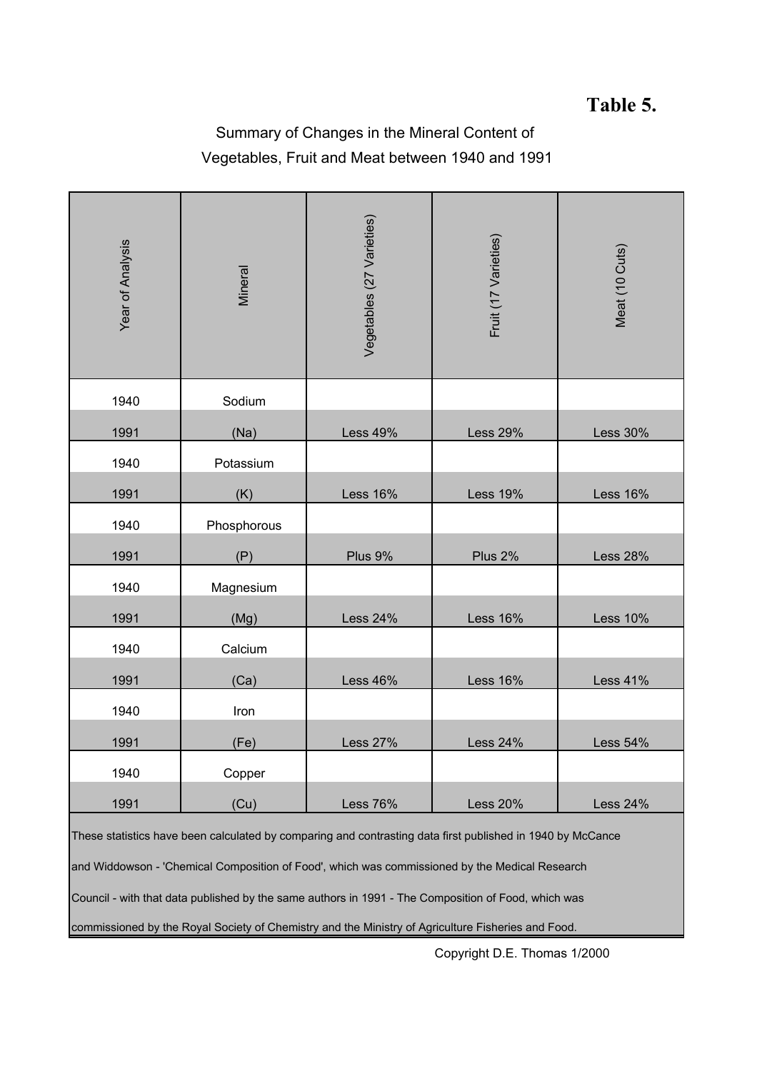# Table 5.

Summary of Changes in the Mineral Content of Vegetables, Fruit and Meat between 1940 and 1991

| Year of Analysis | Mineral | Vegetables (27 Varieties) | Fruit (17 Varieties) | Meat (10 Cuts) |
|---|---|---|---|---|
| 1940 | Sodium | | | |
| 1991 | (Na) | Less 49% | Less 29% | Less 30% |
| 1940 | Potassium | | | |
| 1991 | (K) | Less 16% | Less 19% | Less 16% |
| 1940 | Phosphorous | | | |
| 1991 | (P) | Plus 9% | Plus 2% | Less 28% |
| 1940 | Magnesium | | | |
| 1991 | (Mg) | Less 24% | Less 16% | Less 10% |
| 1940 | Calcium | | | |
| 1991 | (Ca) | Less 46% | Less 16% | Less 41% |
| 1940 | Iron | | | |
| 1991 | (Fe) | Less 27% | Less 24% | Less 54% |
| 1940 | Copper | | | |
| 1991 | (Cu) | Less 76% | Less 20% | Less 24% |

These statistics have been calculated by comparing and contrasting data first published in 1940 by McCance and Widdowson - 'Chemical Composition of Food', which was commissioned by the Medical Research Council - with that data published by the same authors in 1991 - The Composition of Food, which was commissioned by the Royal Society of Chemistry and the Ministry of Agriculture Fisheries and Food.

Copyright D.E. Thomas 1/2000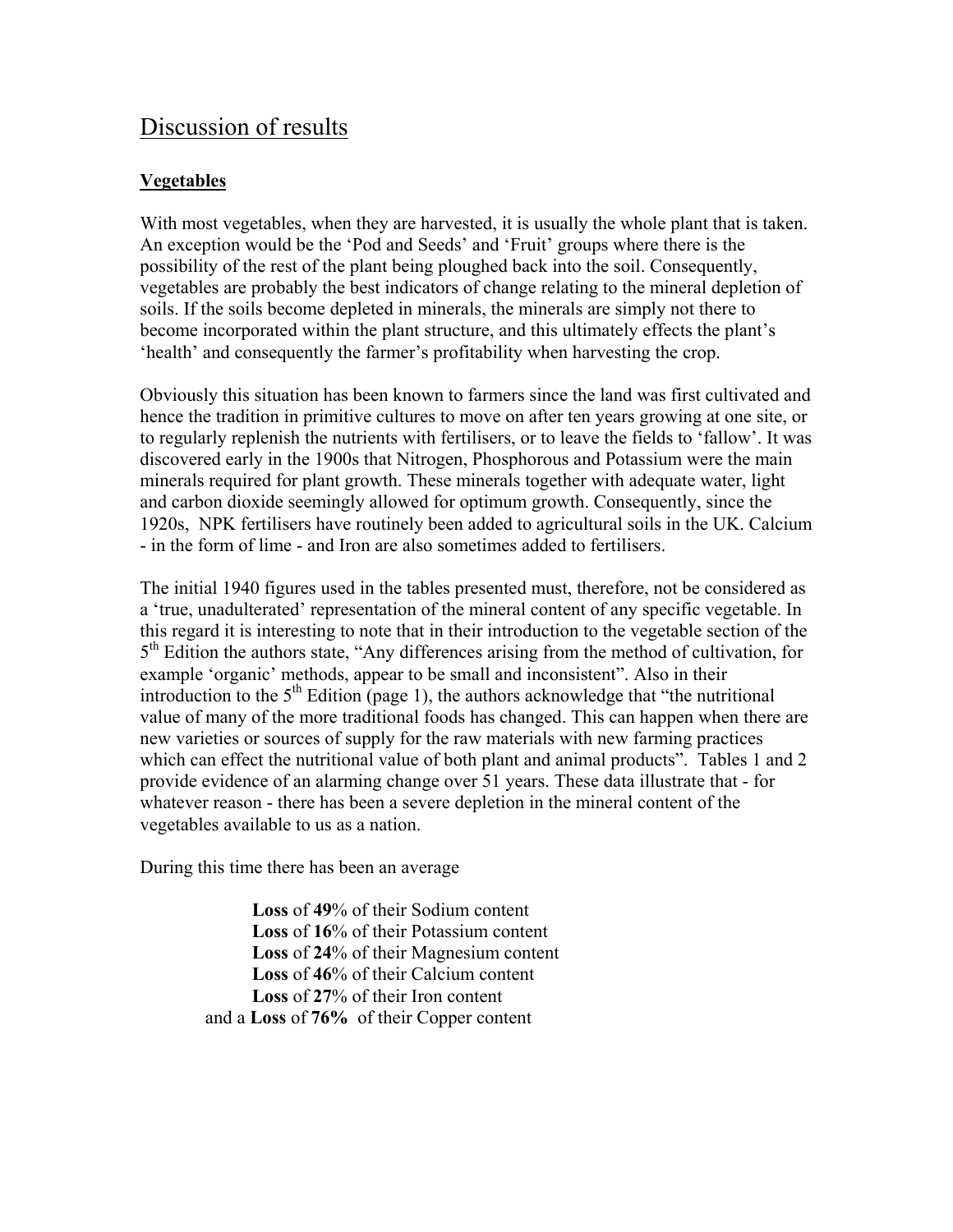# Discussion of results

**Vegetables**

With most vegetables, when they are harvested, it is usually the whole plant that is taken. An exception would be the 'Pod and Seeds' and 'Fruit' groups where there is the possibility of the rest of the plant being ploughed back into the soil. Consequently, vegetables are probably the best indicators of change relating to the mineral depletion of soils. If the soils become depleted in minerals, the minerals are simply not there to become incorporated within the plant structure, and this ultimately effects the plant's 'health' and consequently the farmer's profitability when harvesting the crop.

Obviously this situation has been known to farmers since the land was first cultivated and hence the tradition in primitive cultures to move on after ten years growing at one site, or to regularly replenish the nutrients with fertilisers, or to leave the fields to 'fallow'. It was discovered early in the 1900s that Nitrogen, Phosphorous and Potassium were the main minerals required for plant growth. These minerals together with adequate water, light and carbon dioxide seemingly allowed for optimum growth. Consequently, since the 1920s, NPK fertilisers have routinely been added to agricultural soils in the UK. Calcium - in the form of lime - and Iron are also sometimes added to fertilisers.

The initial 1940 figures used in the tables presented must, therefore, not be considered as a 'true, unadulterated' representation of the mineral content of any specific vegetable. In this regard it is interesting to note that in their introduction to the vegetable section of the 5th Edition the authors state, "Any differences arising from the method of cultivation, for example 'organic' methods, appear to be small and inconsistent". Also in their introduction to the 5th Edition (page 1), the authors acknowledge that "the nutritional value of many of the more traditional foods has changed. This can happen when there are new varieties or sources of supply for the raw materials with new farming practices which can effect the nutritional value of both plant and animal products". Tables 1 and 2 provide evidence of an alarming change over 51 years. These data illustrate that - for whatever reason - there has been a severe depletion in the mineral content of the vegetables available to us as a nation.

During this time there has been an average

**Loss** of **49**% of their Sodium content
**Loss** of **16**% of their Potassium content
**Loss** of **24**% of their Magnesium content
**Loss** of **46**% of their Calcium content
**Loss** of **27**% of their Iron content
and a **Loss** of **76%** of their Copper content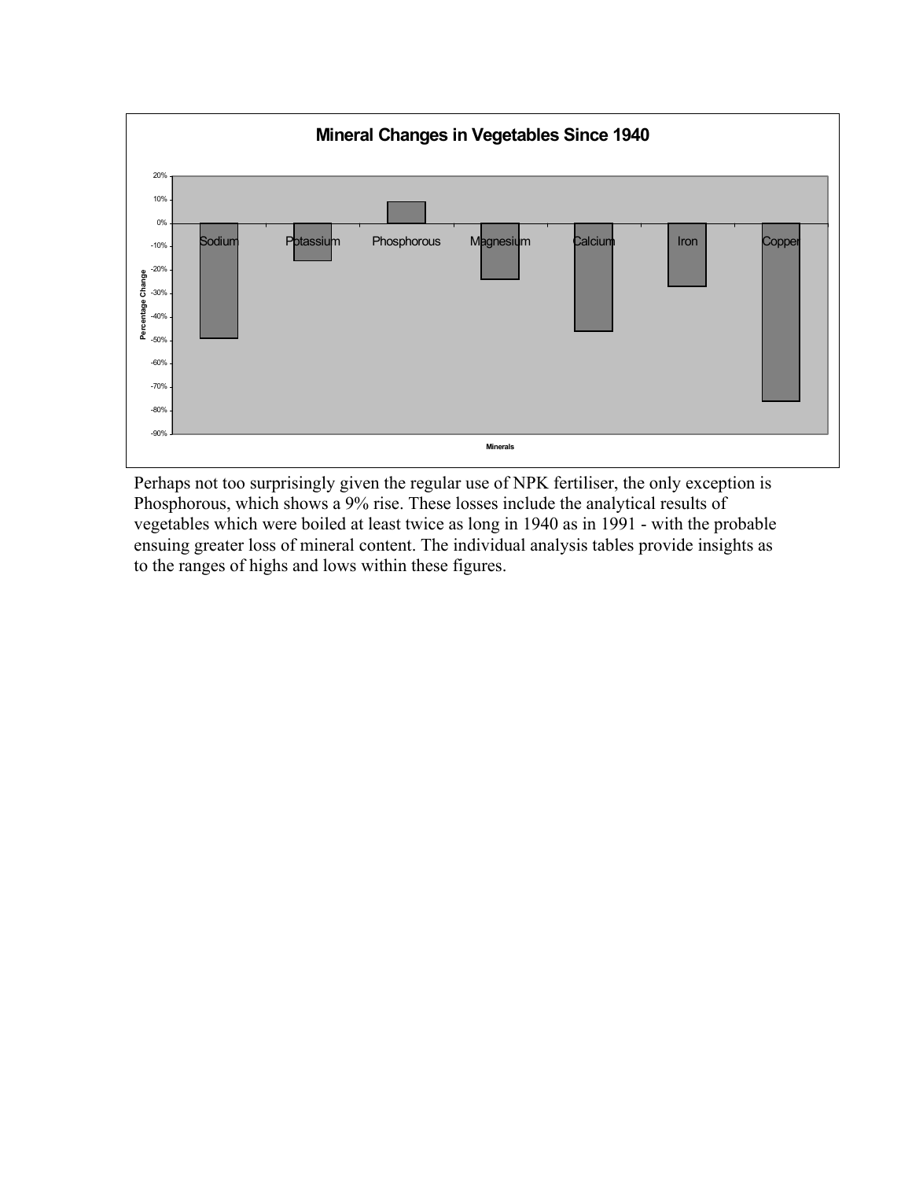**Mineral Changes in Vegetables Since 1940**

Perhaps not too surprisingly given the regular use of NPK fertiliser, the only exception is Phosphorous, which shows a 9% rise. These losses include the analytical results of vegetables which were boiled at least twice as long in 1940 as in 1991 - with the probable ensuing greater loss of mineral content. The individual analysis tables provide insights as to the ranges of highs and lows within these figures.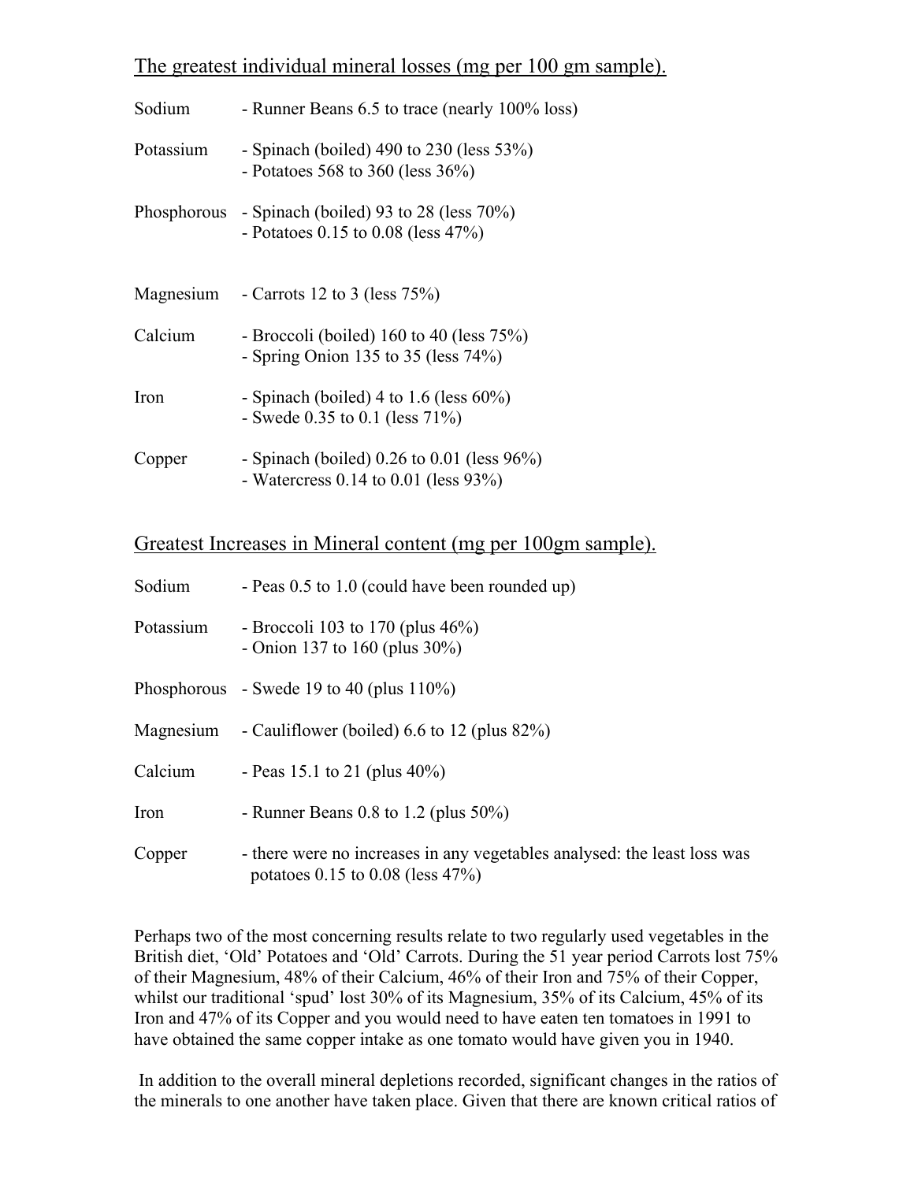The greatest individual mineral losses (mg per 100 gm sample).

| | |
|---|---|
| Sodium | - Runner Beans 6.5 to trace (nearly 100% loss) |
| Potassium | - Spinach (boiled) 490 to 230 (less 53%)<br>- Potatoes 568 to 360 (less 36%) |
| Phosphorous | - Spinach (boiled) 93 to 28 (less 70%)<br>- Potatoes 0.15 to 0.08 (less 47%) |
| Magnesium | - Carrots 12 to 3 (less 75%) |
| Calcium | - Broccoli (boiled) 160 to 40 (less 75%)<br>- Spring Onion 135 to 35 (less 74%) |
| Iron | - Spinach (boiled) 4 to 1.6 (less 60%)<br>- Swede 0.35 to 0.1 (less 71%) |
| Copper | - Spinach (boiled) 0.26 to 0.01 (less 96%)<br>- Watercress 0.14 to 0.01 (less 93%) |

Greatest Increases in Mineral content (mg per 100gm sample).

| | |
|---|---|
| Sodium | - Peas 0.5 to 1.0 (could have been rounded up) |
| Potassium | - Broccoli 103 to 170 (plus 46%)<br>- Onion 137 to 160 (plus 30%) |
| Phosphorous | - Swede 19 to 40 (plus 110%) |
| Magnesium | - Cauliflower (boiled) 6.6 to 12 (plus 82%) |
| Calcium | - Peas 15.1 to 21 (plus 40%) |
| Iron | - Runner Beans 0.8 to 1.2 (plus 50%) |
| Copper | - there were no increases in any vegetables analysed: the least loss was potatoes 0.15 to 0.08 (less 47%) |

Perhaps two of the most concerning results relate to two regularly used vegetables in the British diet, 'Old' Potatoes and 'Old' Carrots. During the 51 year period Carrots lost 75% of their Magnesium, 48% of their Calcium, 46% of their Iron and 75% of their Copper, whilst our traditional 'spud' lost 30% of its Magnesium, 35% of its Calcium, 45% of its Iron and 47% of its Copper and you would need to have eaten ten tomatoes in 1991 to have obtained the same copper intake as one tomato would have given you in 1940.

In addition to the overall mineral depletions recorded, significant changes in the ratios of the minerals to one another have taken place. Given that there are known critical ratios of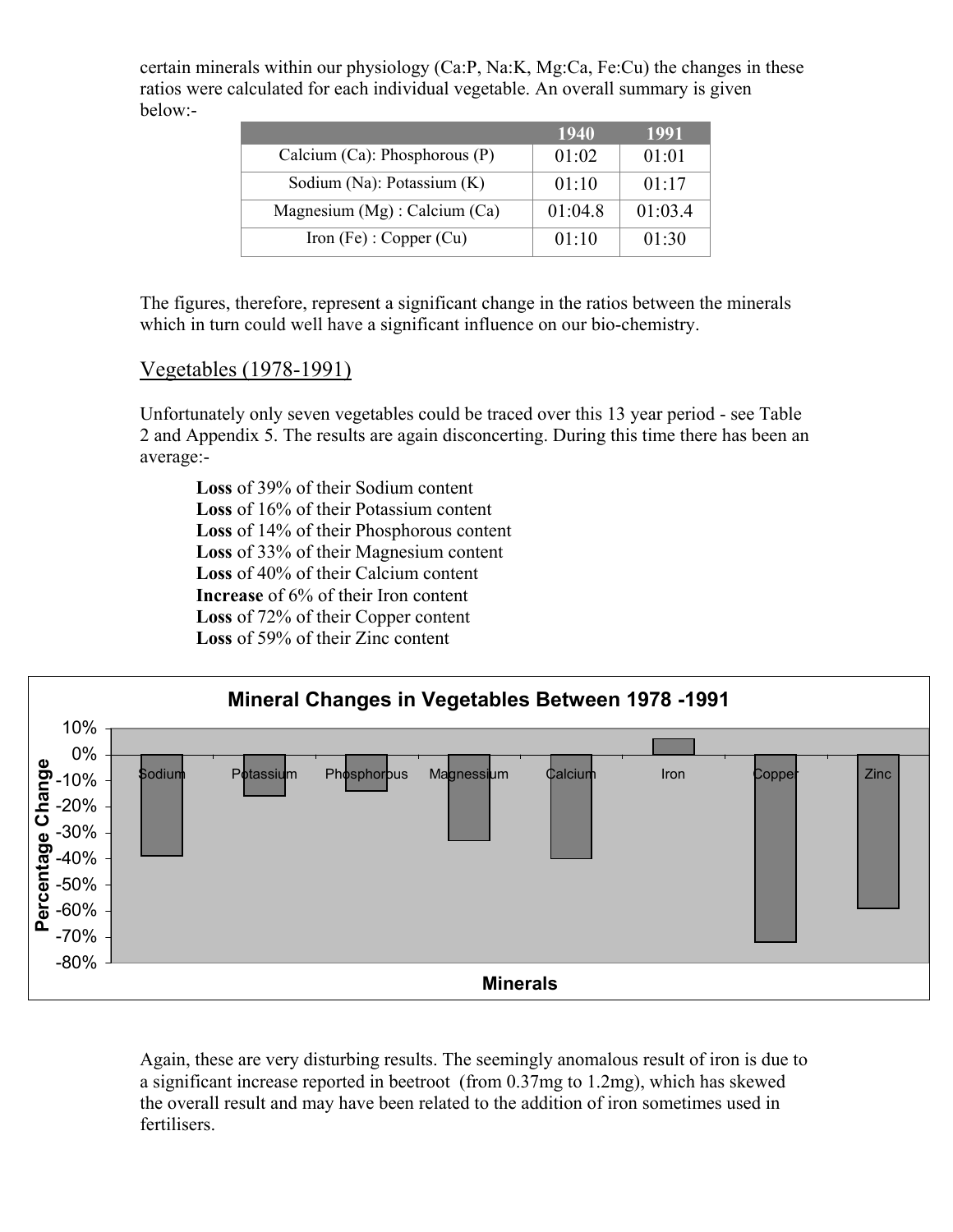certain minerals within our physiology (Ca:P, Na:K, Mg:Ca, Fe:Cu) the changes in these ratios were calculated for each individual vegetable. An overall summary is given below:-

| | 1940 | 1991 |
|---|---|---|
| Calcium (Ca): Phosphorous (P) | 01:02 | 01:01 |
| Sodium (Na): Potassium (K) | 01:10 | 01:17 |
| Magnesium (Mg) : Calcium (Ca) | 01:04.8 | 01:03.4 |
| Iron (Fe) : Copper (Cu) | 01:10 | 01:30 |

The figures, therefore, represent a significant change in the ratios between the minerals which in turn could well have a significant influence on our bio-chemistry.

## Vegetables (1978-1991)

Unfortunately only seven vegetables could be traced over this 13 year period - see Table 2 and Appendix 5. The results are again disconcerting. During this time there has been an average:-

**Loss** of 39% of their Sodium content
**Loss** of 16% of their Potassium content
**Loss** of 14% of their Phosphorous content
**Loss** of 33% of their Magnesium content
**Loss** of 40% of their Calcium content
**Increase** of 6% of their Iron content
**Loss** of 72% of their Copper content
**Loss** of 59% of their Zinc content

**Mineral Changes in Vegetables Between 1978 -1991**

Again, these are very disturbing results. The seemingly anomalous result of iron is due to a significant increase reported in beetroot (from 0.37mg to 1.2mg), which has skewed the overall result and may have been related to the addition of iron sometimes used in fertilisers.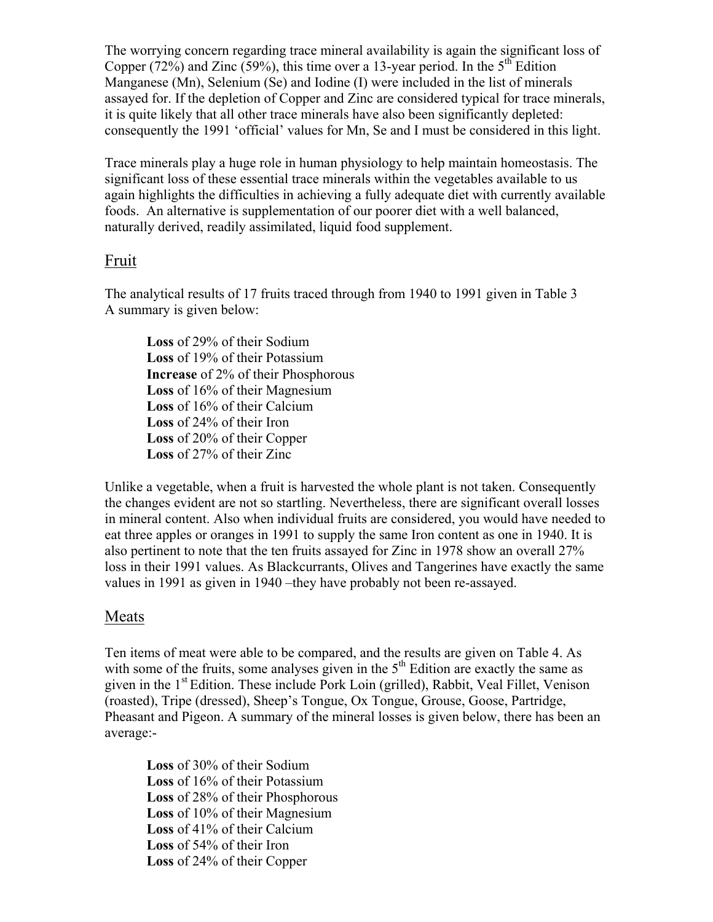The worrying concern regarding trace mineral availability is again the significant loss of Copper (72%) and Zinc (59%), this time over a 13-year period. In the 5th Edition Manganese (Mn), Selenium (Se) and Iodine (I) were included in the list of minerals assayed for. If the depletion of Copper and Zinc are considered typical for trace minerals, it is quite likely that all other trace minerals have also been significantly depleted: consequently the 1991 'official' values for Mn, Se and I must be considered in this light.

Trace minerals play a huge role in human physiology to help maintain homeostasis. The significant loss of these essential trace minerals within the vegetables available to us again highlights the difficulties in achieving a fully adequate diet with currently available foods. An alternative is supplementation of our poorer diet with a well balanced, naturally derived, readily assimilated, liquid food supplement.

## Fruit

The analytical results of 17 fruits traced through from 1940 to 1991 given in Table 3
A summary is given below:

**Loss** of 29% of their Sodium
**Loss** of 19% of their Potassium
**Increase** of 2% of their Phosphorous
**Loss** of 16% of their Magnesium
**Loss** of 16% of their Calcium
**Loss** of 24% of their Iron
**Loss** of 20% of their Copper
**Loss** of 27% of their Zinc

Unlike a vegetable, when a fruit is harvested the whole plant is not taken. Consequently the changes evident are not so startling. Nevertheless, there are significant overall losses in mineral content. Also when individual fruits are considered, you would have needed to eat three apples or oranges in 1991 to supply the same Iron content as one in 1940. It is also pertinent to note that the ten fruits assayed for Zinc in 1978 show an overall 27% loss in their 1991 values. As Blackcurrants, Olives and Tangerines have exactly the same values in 1991 as given in 1940 –they have probably not been re-assayed.

## Meats

Ten items of meat were able to be compared, and the results are given on Table 4. As with some of the fruits, some analyses given in the 5th Edition are exactly the same as given in the 1st Edition. These include Pork Loin (grilled), Rabbit, Veal Fillet, Venison (roasted), Tripe (dressed), Sheep's Tongue, Ox Tongue, Grouse, Goose, Partridge, Pheasant and Pigeon. A summary of the mineral losses is given below, there has been an average:-

**Loss** of 30% of their Sodium
**Loss** of 16% of their Potassium
**Loss** of 28% of their Phosphorous
**Loss** of 10% of their Magnesium
**Loss** of 41% of their Calcium
**Loss** of 54% of their Iron
**Loss** of 24% of their Copper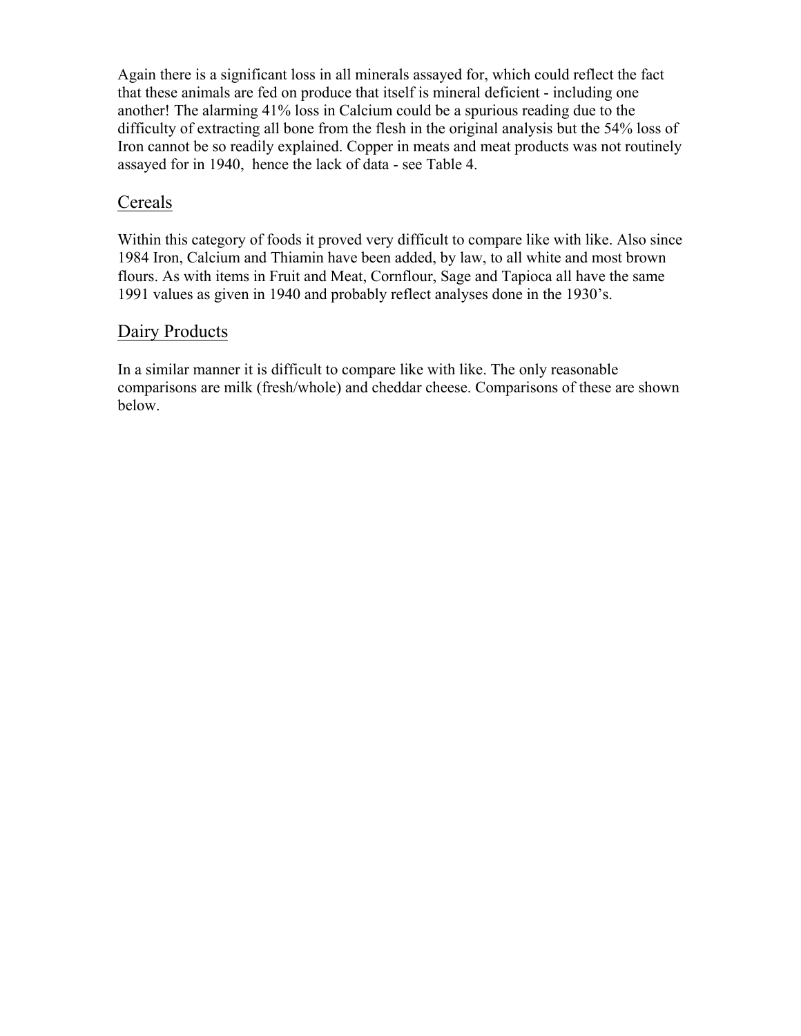Again there is a significant loss in all minerals assayed for, which could reflect the fact that these animals are fed on produce that itself is mineral deficient - including one another! The alarming 41% loss in Calcium could be a spurious reading due to the difficulty of extracting all bone from the flesh in the original analysis but the 54% loss of Iron cannot be so readily explained. Copper in meats and meat products was not routinely assayed for in 1940, hence the lack of data - see Table 4.

## Cereals

Within this category of foods it proved very difficult to compare like with like. Also since 1984 Iron, Calcium and Thiamin have been added, by law, to all white and most brown flours. As with items in Fruit and Meat, Cornflour, Sage and Tapioca all have the same 1991 values as given in 1940 and probably reflect analyses done in the 1930's.

## Dairy Products

In a similar manner it is difficult to compare like with like. The only reasonable comparisons are milk (fresh/whole) and cheddar cheese. Comparisons of these are shown below.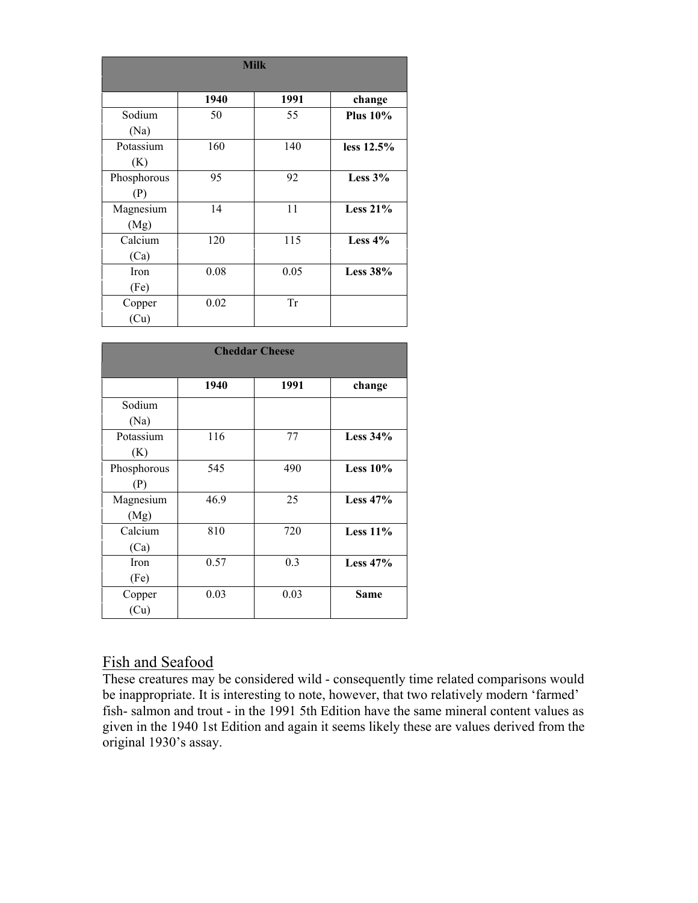| Milk | | | |
|---|---|---|---|
| | **1940** | **1991** | **change** |
| Sodium (Na) | 50 | 55 | **Plus 10%** |
| Potassium (K) | 160 | 140 | **less 12.5%** |
| Phosphorous (P) | 95 | 92 | **Less 3%** |
| Magnesium (Mg) | 14 | 11 | **Less 21%** |
| Calcium (Ca) | 120 | 115 | **Less 4%** |
| Iron (Fe) | 0.08 | 0.05 | **Less 38%** |
| Copper (Cu) | 0.02 | Tr | |

| Cheddar Cheese | | | |
|---|---|---|---|
| | **1940** | **1991** | **change** |
| Sodium (Na) | | | |
| Potassium (K) | 116 | 77 | **Less 34%** |
| Phosphorous (P) | 545 | 490 | **Less 10%** |
| Magnesium (Mg) | 46.9 | 25 | **Less 47%** |
| Calcium (Ca) | 810 | 720 | **Less 11%** |
| Iron (Fe) | 0.57 | 0.3 | **Less 47%** |
| Copper (Cu) | 0.03 | 0.03 | **Same** |

## Fish and Seafood

These creatures may be considered wild - consequently time related comparisons would be inappropriate. It is interesting to note, however, that two relatively modern 'farmed' fish- salmon and trout - in the 1991 5th Edition have the same mineral content values as given in the 1940 1st Edition and again it seems likely these are values derived from the original 1930's assay.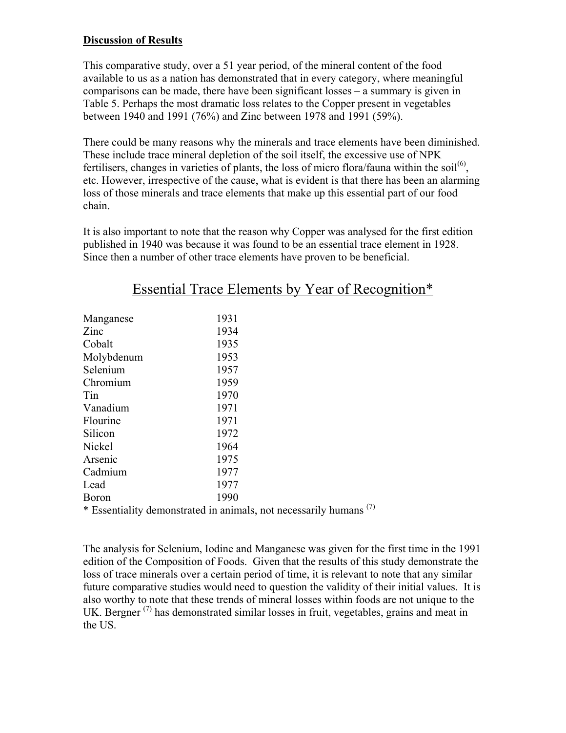**Discussion of Results**

This comparative study, over a 51 year period, of the mineral content of the food available to us as a nation has demonstrated that in every category, where meaningful comparisons can be made, there have been significant losses – a summary is given in Table 5. Perhaps the most dramatic loss relates to the Copper present in vegetables between 1940 and 1991 (76%) and Zinc between 1978 and 1991 (59%).

There could be many reasons why the minerals and trace elements have been diminished. These include trace mineral depletion of the soil itself, the excessive use of NPK fertilisers, changes in varieties of plants, the loss of micro flora/fauna within the soil[6], etc. However, irrespective of the cause, what is evident is that there has been an alarming loss of those minerals and trace elements that make up this essential part of our food chain.

It is also important to note that the reason why Copper was analysed for the first edition published in 1940 was because it was found to be an essential trace element in 1928. Since then a number of other trace elements have proven to be beneficial.

## Essential Trace Elements by Year of Recognition*

| | |
|---|---|
| Manganese | 1931 |
| Zinc | 1934 |
| Cobalt | 1935 |
| Molybdenum | 1953 |
| Selenium | 1957 |
| Chromium | 1959 |
| Tin | 1970 |
| Vanadium | 1971 |
| Flourine | 1971 |
| Silicon | 1972 |
| Nickel | 1964 |
| Arsenic | 1975 |
| Cadmium | 1977 |
| Lead | 1977 |
| Boron | 1990 |

* Essentiality demonstrated in animals, not necessarily humans [7]

The analysis for Selenium, Iodine and Manganese was given for the first time in the 1991 edition of the Composition of Foods. Given that the results of this study demonstrate the loss of trace minerals over a certain period of time, it is relevant to note that any similar future comparative studies would need to question the validity of their initial values. It is also worthy to note that these trends of mineral losses within foods are not unique to the UK. Bergner [7] has demonstrated similar losses in fruit, vegetables, grains and meat in the US.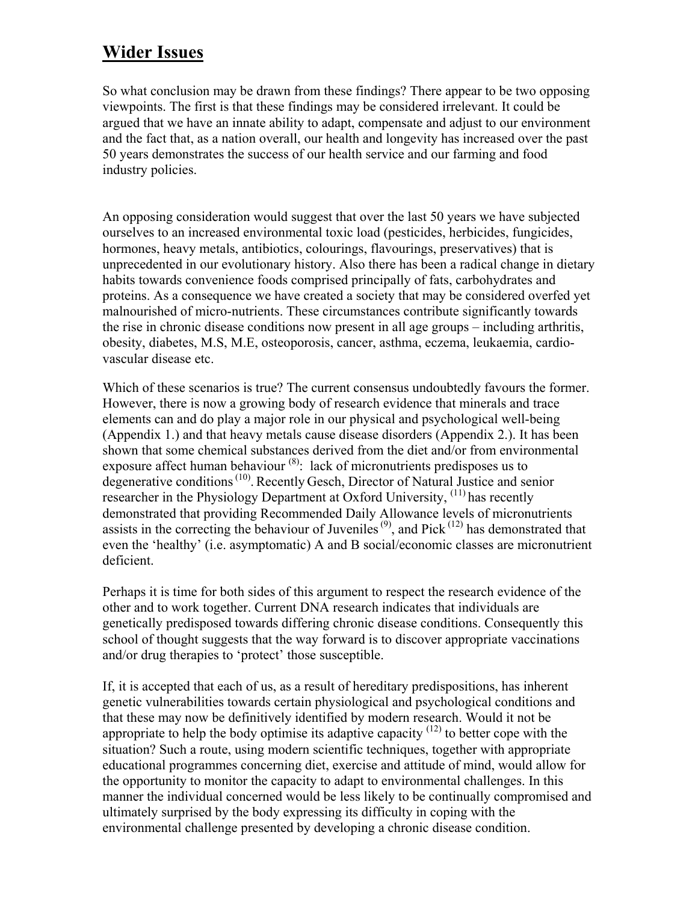# **Wider Issues**

So what conclusion may be drawn from these findings? There appear to be two opposing viewpoints. The first is that these findings may be considered irrelevant. It could be argued that we have an innate ability to adapt, compensate and adjust to our environment and the fact that, as a nation overall, our health and longevity has increased over the past 50 years demonstrates the success of our health service and our farming and food industry policies.

An opposing consideration would suggest that over the last 50 years we have subjected ourselves to an increased environmental toxic load (pesticides, herbicides, fungicides, hormones, heavy metals, antibiotics, colourings, flavourings, preservatives) that is unprecedented in our evolutionary history. Also there has been a radical change in dietary habits towards convenience foods comprised principally of fats, carbohydrates and proteins. As a consequence we have created a society that may be considered overfed yet malnourished of micro-nutrients. These circumstances contribute significantly towards the rise in chronic disease conditions now present in all age groups – including arthritis, obesity, diabetes, M.S, M.E, osteoporosis, cancer, asthma, eczema, leukaemia, cardio-vascular disease etc.

Which of these scenarios is true? The current consensus undoubtedly favours the former. However, there is now a growing body of research evidence that minerals and trace elements can and do play a major role in our physical and psychological well-being (Appendix 1.) and that heavy metals cause disease disorders (Appendix 2.). It has been shown that some chemical substances derived from the diet and/or from environmental exposure affect human behaviour [(8)]: lack of micronutrients predisposes us to degenerative conditions [(10)]. Recently Gesch, Director of Natural Justice and senior researcher in the Physiology Department at Oxford University, [(11)] has recently demonstrated that providing Recommended Daily Allowance levels of micronutrients assists in the correcting the behaviour of Juveniles [(9)], and Pick [(12)] has demonstrated that even the 'healthy' (i.e. asymptomatic) A and B social/economic classes are micronutrient deficient.

Perhaps it is time for both sides of this argument to respect the research evidence of the other and to work together. Current DNA research indicates that individuals are genetically predisposed towards differing chronic disease conditions. Consequently this school of thought suggests that the way forward is to discover appropriate vaccinations and/or drug therapies to 'protect' those susceptible.

If, it is accepted that each of us, as a result of hereditary predispositions, has inherent genetic vulnerabilities towards certain physiological and psychological conditions and that these may now be definitively identified by modern research. Would it not be appropriate to help the body optimise its adaptive capacity [(12)] to better cope with the situation? Such a route, using modern scientific techniques, together with appropriate educational programmes concerning diet, exercise and attitude of mind, would allow for the opportunity to monitor the capacity to adapt to environmental challenges. In this manner the individual concerned would be less likely to be continually compromised and ultimately surprised by the body expressing its difficulty in coping with the environmental challenge presented by developing a chronic disease condition.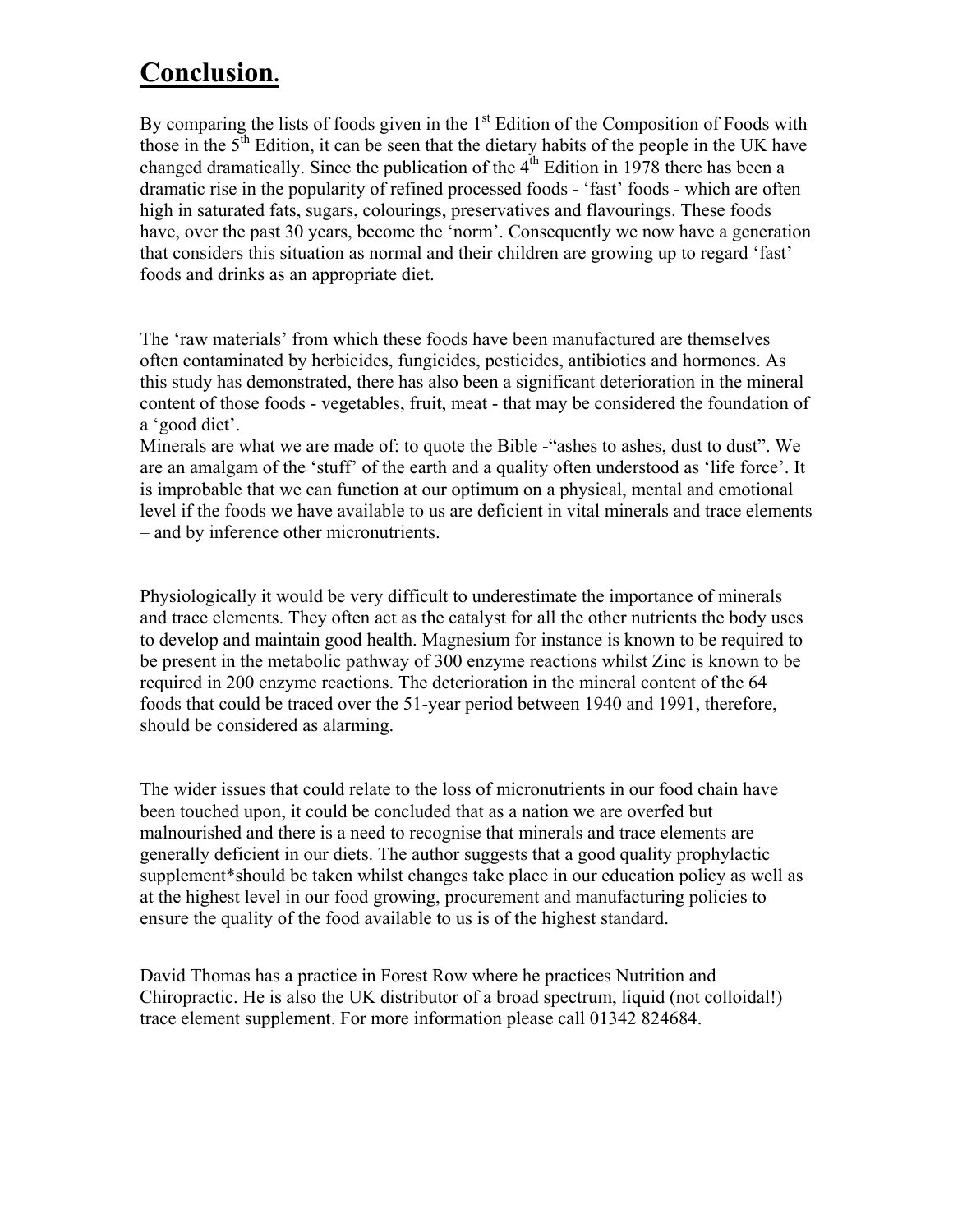# **Conclusion.**

By comparing the lists of foods given in the 1st Edition of the Composition of Foods with those in the 5th Edition, it can be seen that the dietary habits of the people in the UK have changed dramatically. Since the publication of the 4th Edition in 1978 there has been a dramatic rise in the popularity of refined processed foods - 'fast' foods - which are often high in saturated fats, sugars, colourings, preservatives and flavourings. These foods have, over the past 30 years, become the 'norm'. Consequently we now have a generation that considers this situation as normal and their children are growing up to regard 'fast' foods and drinks as an appropriate diet.

The 'raw materials' from which these foods have been manufactured are themselves often contaminated by herbicides, fungicides, pesticides, antibiotics and hormones. As this study has demonstrated, there has also been a significant deterioration in the mineral content of those foods - vegetables, fruit, meat - that may be considered the foundation of a 'good diet'.
Minerals are what we are made of: to quote the Bible -"ashes to ashes, dust to dust". We are an amalgam of the 'stuff' of the earth and a quality often understood as 'life force'. It is improbable that we can function at our optimum on a physical, mental and emotional level if the foods we have available to us are deficient in vital minerals and trace elements – and by inference other micronutrients.

Physiologically it would be very difficult to underestimate the importance of minerals and trace elements. They often act as the catalyst for all the other nutrients the body uses to develop and maintain good health. Magnesium for instance is known to be required to be present in the metabolic pathway of 300 enzyme reactions whilst Zinc is known to be required in 200 enzyme reactions. The deterioration in the mineral content of the 64 foods that could be traced over the 51-year period between 1940 and 1991, therefore, should be considered as alarming.

The wider issues that could relate to the loss of micronutrients in our food chain have been touched upon, it could be concluded that as a nation we are overfed but malnourished and there is a need to recognise that minerals and trace elements are generally deficient in our diets. The author suggests that a good quality prophylactic supplement*should be taken whilst changes take place in our education policy as well as at the highest level in our food growing, procurement and manufacturing policies to ensure the quality of the food available to us is of the highest standard.

David Thomas has a practice in Forest Row where he practices Nutrition and Chiropractic. He is also the UK distributor of a broad spectrum, liquid (not colloidal!) trace element supplement. For more information please call 01342 824684.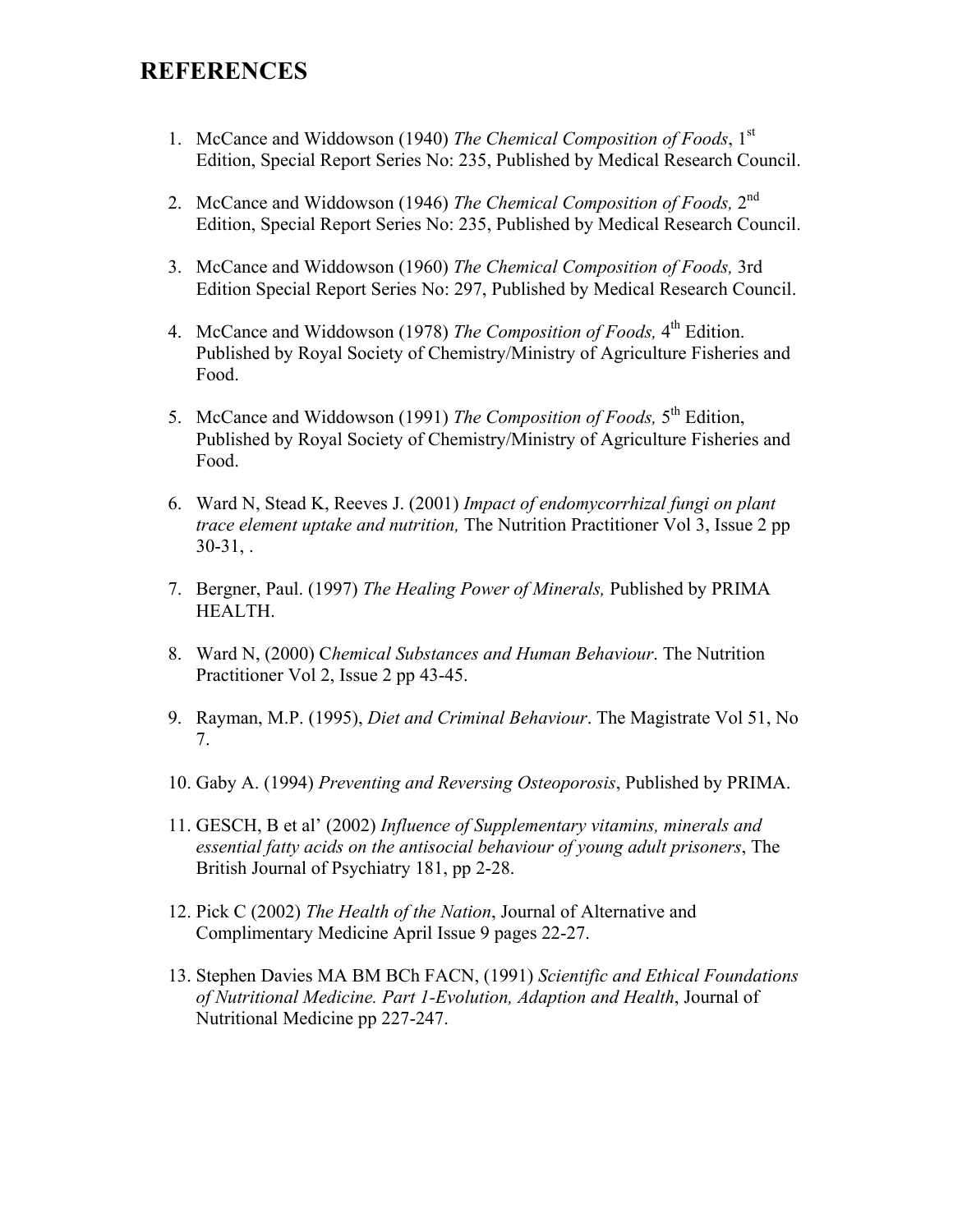# REFERENCES

1. McCance and Widdowson (1940) *The Chemical Composition of Foods*, 1st Edition, Special Report Series No: 235, Published by Medical Research Council.

2. McCance and Widdowson (1946) *The Chemical Composition of Foods,* 2nd Edition, Special Report Series No: 235, Published by Medical Research Council.

3. McCance and Widdowson (1960) *The Chemical Composition of Foods,* 3rd Edition Special Report Series No: 297, Published by Medical Research Council.

4. McCance and Widdowson (1978) *The Composition of Foods,* 4th Edition. Published by Royal Society of Chemistry/Ministry of Agriculture Fisheries and Food.

5. McCance and Widdowson (1991) *The Composition of Foods,* 5th Edition, Published by Royal Society of Chemistry/Ministry of Agriculture Fisheries and Food.

6. Ward N, Stead K, Reeves J. (2001) *Impact of endomycorrhizal fungi on plant trace element uptake and nutrition,* The Nutrition Practitioner Vol 3, Issue 2 pp 30-31, .

7. Bergner, Paul. (1997) *The Healing Power of Minerals,* Published by PRIMA HEALTH.

8. Ward N, (2000) C*hemical Substances and Human Behaviour*. The Nutrition Practitioner Vol 2, Issue 2 pp 43-45.

9. Rayman, M.P. (1995), *Diet and Criminal Behaviour*. The Magistrate Vol 51, No 7.

10. Gaby A. (1994) *Preventing and Reversing Osteoporosis*, Published by PRIMA.

11. GESCH, B et al' (2002) *Influence of Supplementary vitamins, minerals and essential fatty acids on the antisocial behaviour of young adult prisoners*, The British Journal of Psychiatry 181, pp 2-28.

12. Pick C (2002) *The Health of the Nation*, Journal of Alternative and Complimentary Medicine April Issue 9 pages 22-27.

13. Stephen Davies MA BM BCh FACN, (1991) *Scientific and Ethical Foundations of Nutritional Medicine. Part 1-Evolution, Adaption and Health*, Journal of Nutritional Medicine pp 227-247.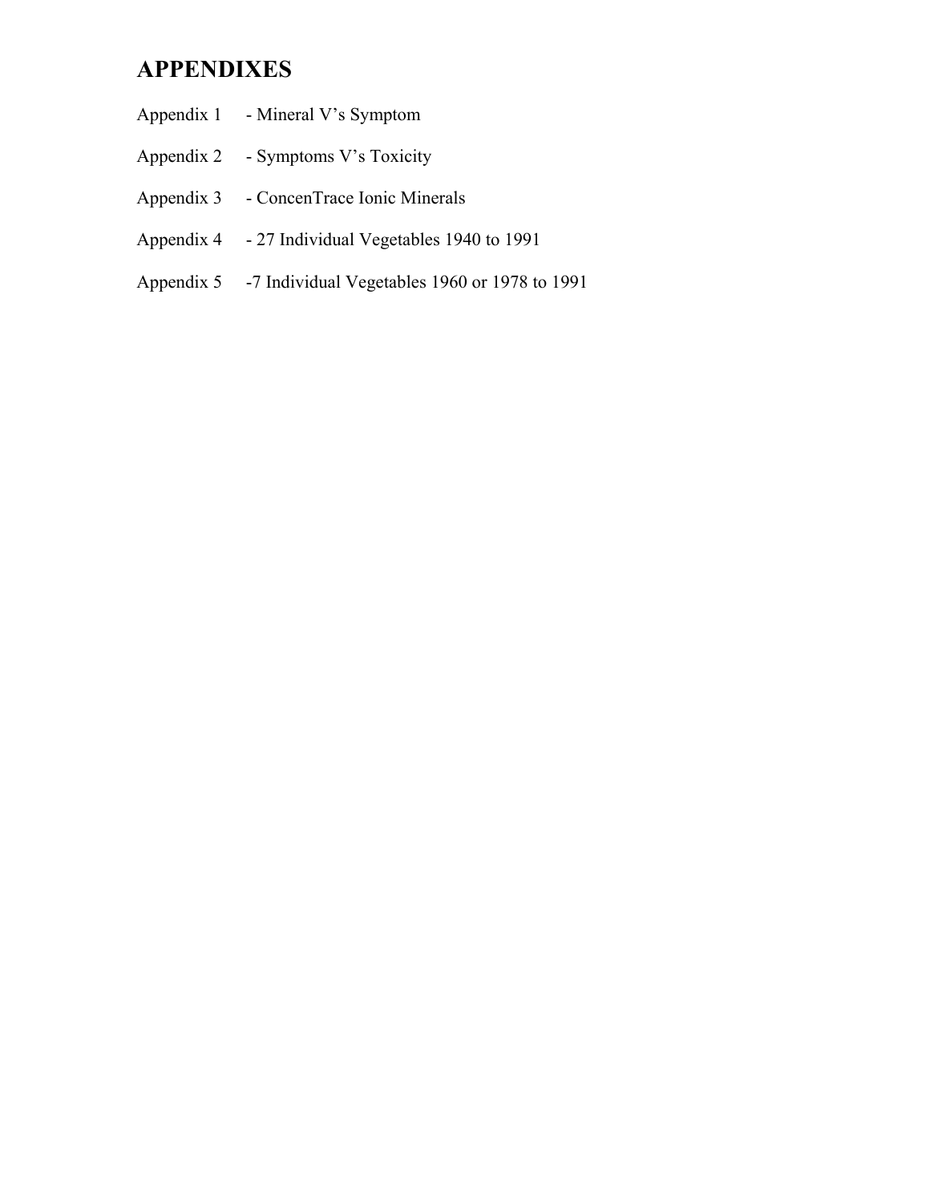# APPENDIXES

Appendix 1 - Mineral V's Symptom

Appendix 2 - Symptoms V's Toxicity

Appendix 3 - ConcenTrace Ionic Minerals

Appendix 4 - 27 Individual Vegetables 1940 to 1991

Appendix 5 -7 Individual Vegetables 1960 or 1978 to 1991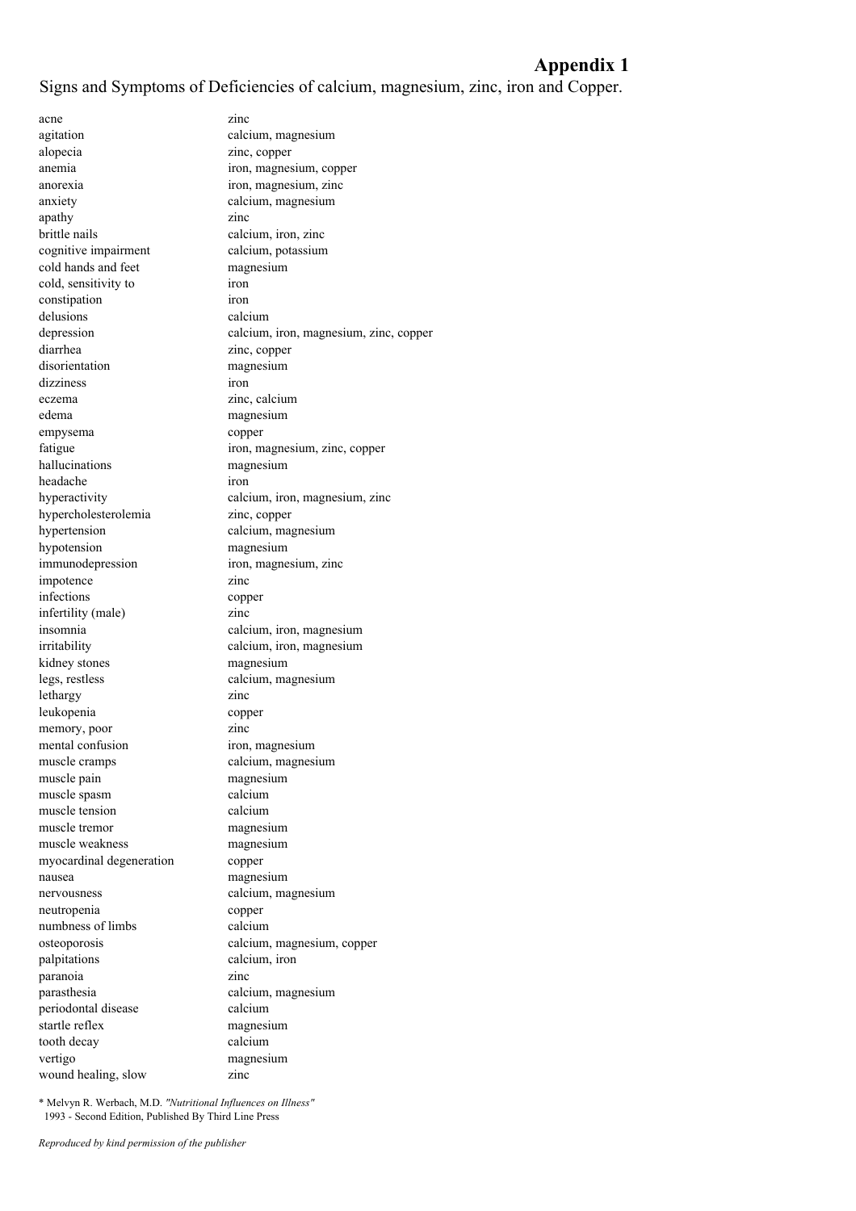# Appendix 1

Signs and Symptoms of Deficiencies of calcium, magnesium, zinc, iron and Copper.

| | |
|---|---|
| acne | zinc |
| agitation | calcium, magnesium |
| alopecia | zinc, copper |
| anemia | iron, magnesium, copper |
| anorexia | iron, magnesium, zinc |
| anxiety | calcium, magnesium |
| apathy | zinc |
| brittle nails | calcium, iron, zinc |
| cognitive impairment | calcium, potassium |
| cold hands and feet | magnesium |
| cold, sensitivity to | iron |
| constipation | iron |
| delusions | calcium |
| depression | calcium, iron, magnesium, zinc, copper |
| diarrhea | zinc, copper |
| disorientation | magnesium |
| dizziness | iron |
| eczema | zinc, calcium |
| edema | magnesium |
| empysema | copper |
| fatigue | iron, magnesium, zinc, copper |
| hallucinations | magnesium |
| headache | iron |
| hyperactivity | calcium, iron, magnesium, zinc |
| hypercholesterolemia | zinc, copper |
| hypertension | calcium, magnesium |
| hypotension | magnesium |
| immunodepression | iron, magnesium, zinc |
| impotence | zinc |
| infections | copper |
| infertility (male) | zinc |
| insomnia | calcium, iron, magnesium |
| irritability | calcium, iron, magnesium |
| kidney stones | magnesium |
| legs, restless | calcium, magnesium |
| lethargy | zinc |
| leukopenia | copper |
| memory, poor | zinc |
| mental confusion | iron, magnesium |
| muscle cramps | calcium, magnesium |
| muscle pain | magnesium |
| muscle spasm | calcium |
| muscle tension | calcium |
| muscle tremor | magnesium |
| muscle weakness | magnesium |
| myocardinal degeneration | copper |
| nausea | magnesium |
| nervousness | calcium, magnesium |
| neutropenia | copper |
| numbness of limbs | calcium |
| osteoporosis | calcium, magnesium, copper |
| palpitations | calcium, iron |
| paranoia | zinc |
| parasthesia | calcium, magnesium |
| periodontal disease | calcium |
| startle reflex | magnesium |
| tooth decay | calcium |
| vertigo | magnesium |
| wound healing, slow | zinc |

* Melvyn R. Werbach, M.D. *"Nutritional Influences on Illness"* 1993 - Second Edition, Published By Third Line Press

*Reproduced by kind permission of the publisher*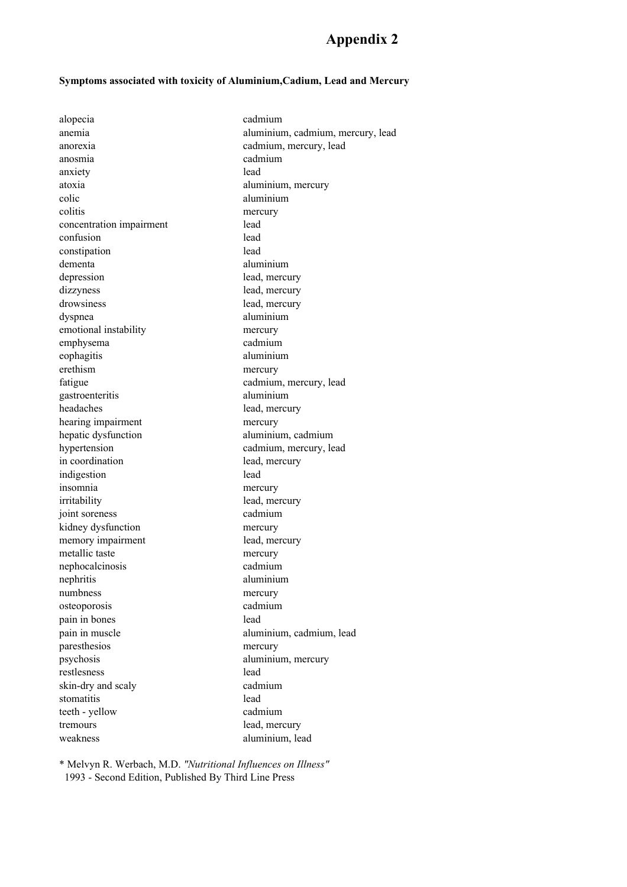# Appendix 2

**Symptoms associated with toxicity of Aluminium,Cadium, Lead and Mercury**

| | |
|---|---|
| alopecia | cadmium |
| anemia | aluminium, cadmium, mercury, lead |
| anorexia | cadmium, mercury, lead |
| anosmia | cadmium |
| anxiety | lead |
| atoxia | aluminium, mercury |
| colic | aluminium |
| colitis | mercury |
| concentration impairment | lead |
| confusion | lead |
| constipation | lead |
| dementa | aluminium |
| depression | lead, mercury |
| dizzyness | lead, mercury |
| drowsiness | lead, mercury |
| dyspnea | aluminium |
| emotional instability | mercury |
| emphysema | cadmium |
| eophagitis | aluminium |
| erethism | mercury |
| fatigue | cadmium, mercury, lead |
| gastroenteritis | aluminium |
| headaches | lead, mercury |
| hearing impairment | mercury |
| hepatic dysfunction | aluminium, cadmium |
| hypertension | cadmium, mercury, lead |
| in coordination | lead, mercury |
| indigestion | lead |
| insomnia | mercury |
| irritability | lead, mercury |
| joint soreness | cadmium |
| kidney dysfunction | mercury |
| memory impairment | lead, mercury |
| metallic taste | mercury |
| nephocalcinosis | cadmium |
| nephritis | aluminium |
| numbness | mercury |
| osteoporosis | cadmium |
| pain in bones | lead |
| pain in muscle | aluminium, cadmium, lead |
| paresthesios | mercury |
| psychosis | aluminium, mercury |
| restlesness | lead |
| skin-dry and scaly | cadmium |
| stomatitis | lead |
| teeth - yellow | cadmium |
| tremours | lead, mercury |
| weakness | aluminium, lead |

* Melvyn R. Werbach, M.D. *"Nutritional Influences on Illness"*
1993 - Second Edition, Published By Third Line Press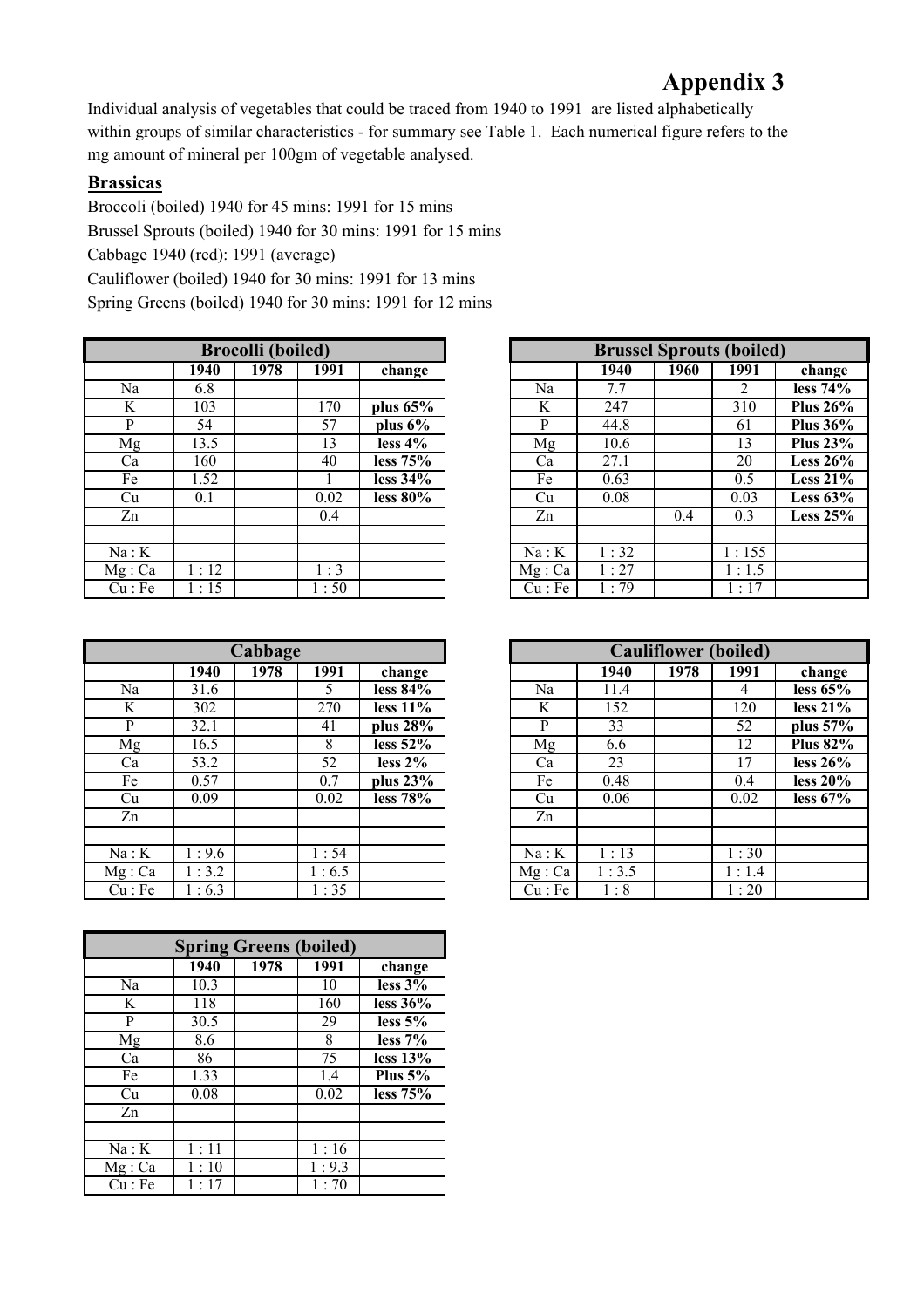# Appendix 3

Individual analysis of vegetables that could be traced from 1940 to 1991 are listed alphabetically within groups of similar characteristics - for summary see Table 1. Each numerical figure refers to the mg amount of mineral per 100gm of vegetable analysed.

## Brassicas

Broccoli (boiled) 1940 for 45 mins: 1991 for 15 mins

Brussel Sprouts (boiled) 1940 for 30 mins: 1991 for 15 mins

Cabbage 1940 (red): 1991 (average)

Cauliflower (boiled) 1940 for 30 mins: 1991 for 13 mins

Spring Greens (boiled) 1940 for 30 mins: 1991 for 12 mins

| Brocolli (boiled) | | | | |
|---|---|---|---|---|
| | **1940** | **1978** | **1991** | **change** |
| Na | 6.8 | | | |
| K | 103 | | 170 | **plus 65%** |
| P | 54 | | 57 | **plus 6%** |
| Mg | 13.5 | | 13 | **less 4%** |
| Ca | 160 | | 40 | **less 75%** |
| Fe | 1.52 | | 1 | **less 34%** |
| Cu | 0.1 | | 0.02 | **less 80%** |
| Zn | | | 0.4 | |
| | | | | |
| Na : K | | | | |
| Mg : Ca | 1 : 12 | | 1 : 3 | |
| Cu : Fe | 1 : 15 | | 1 : 50 | |

| Brussel Sprouts (boiled) | | | | |
|---|---|---|---|---|
| | **1940** | **1960** | **1991** | **change** |
| Na | 7.7 | | 2 | **less 74%** |
| K | 247 | | 310 | **Plus 26%** |
| P | 44.8 | | 61 | **Plus 36%** |
| Mg | 10.6 | | 13 | **Plus 23%** |
| Ca | 27.1 | | 20 | **Less 26%** |
| Fe | 0.63 | | 0.5 | **Less 21%** |
| Cu | 0.08 | | 0.03 | **Less 63%** |
| Zn | | 0.4 | 0.3 | **Less 25%** |
| | | | | |
| Na : K | 1 : 32 | | 1 : 155 | |
| Mg : Ca | 1 : 27 | | 1 : 1.5 | |
| Cu : Fe | 1 : 79 | | 1 : 17 | |

| Cabbage | | | | |
|---|---|---|---|---|
| | **1940** | **1978** | **1991** | **change** |
| Na | 31.6 | | 5 | **less 84%** |
| K | 302 | | 270 | **less 11%** |
| P | 32.1 | | 41 | **plus 28%** |
| Mg | 16.5 | | 8 | **less 52%** |
| Ca | 53.2 | | 52 | **less 2%** |
| Fe | 0.57 | | 0.7 | **plus 23%** |
| Cu | 0.09 | | 0.02 | **less 78%** |
| Zn | | | | |
| | | | | |
| Na : K | 1 : 9.6 | | 1 : 54 | |
| Mg : Ca | 1 : 3.2 | | 1 : 6.5 | |
| Cu : Fe | 1 : 6.3 | | 1 : 35 | |

| Cauliflower (boiled) | | | | |
|---|---|---|---|---|
| | **1940** | **1978** | **1991** | **change** |
| Na | 11.4 | | 4 | **less 65%** |
| K | 152 | | 120 | **less 21%** |
| P | 33 | | 52 | **plus 57%** |
| Mg | 6.6 | | 12 | **Plus 82%** |
| Ca | 23 | | 17 | **less 26%** |
| Fe | 0.48 | | 0.4 | **less 20%** |
| Cu | 0.06 | | 0.02 | **less 67%** |
| Zn | | | | |
| | | | | |
| Na : K | 1 : 13 | | 1 : 30 | |
| Mg : Ca | 1 : 3.5 | | 1 : 1.4 | |
| Cu : Fe | 1 : 8 | | 1 : 20 | |

| Spring Greens (boiled) | | | | |
|---|---|---|---|---|
| | **1940** | **1978** | **1991** | **change** |
| Na | 10.3 | | 10 | **less 3%** |
| K | 118 | | 160 | **less 36%** |
| P | 30.5 | | 29 | **less 5%** |
| Mg | 8.6 | | 8 | **less 7%** |
| Ca | 86 | | 75 | **less 13%** |
| Fe | 1.33 | | 1.4 | **Plus 5%** |
| Cu | 0.08 | | 0.02 | **less 75%** |
| Zn | | | | |
| | | | | |
| Na : K | 1 : 11 | | 1 : 16 | |
| Mg : Ca | 1 : 10 | | 1 : 9.3 | |
| Cu : Fe | 1 : 17 | | 1 : 70 | |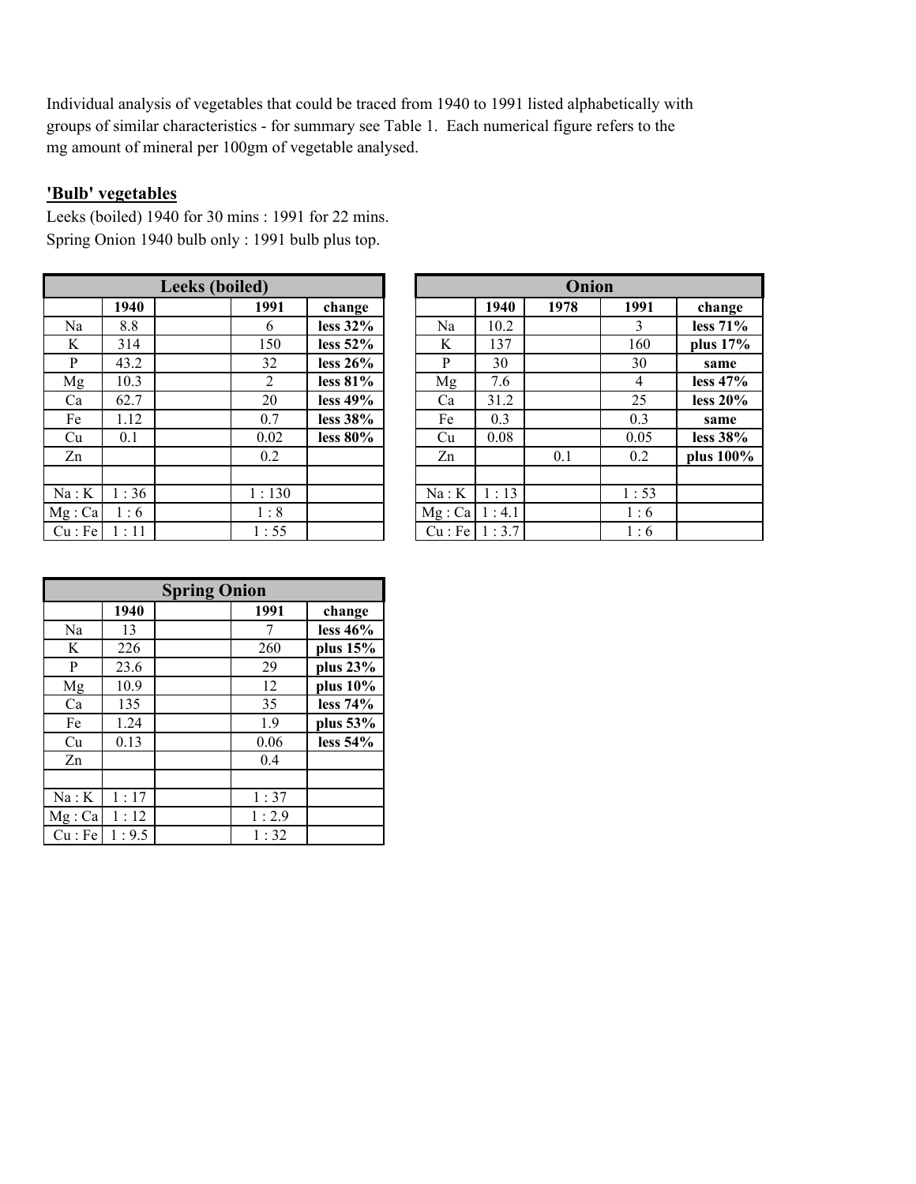Individual analysis of vegetables that could be traced from 1940 to 1991 listed alphabetically with groups of similar characteristics - for summary see Table 1. Each numerical figure refers to the mg amount of mineral per 100gm of vegetable analysed.

## 'Bulb' vegetables

Leeks (boiled) 1940 for 30 mins : 1991 for 22 mins.
Spring Onion 1940 bulb only : 1991 bulb plus top.

| Leeks (boiled) | | | | |
|---|---|---|---|---|
| | **1940** | | **1991** | **change** |
| Na | 8.8 | | 6 | **less 32%** |
| K | 314 | | 150 | **less 52%** |
| P | 43.2 | | 32 | **less 26%** |
| Mg | 10.3 | | 2 | **less 81%** |
| Ca | 62.7 | | 20 | **less 49%** |
| Fe | 1.12 | | 0.7 | **less 38%** |
| Cu | 0.1 | | 0.02 | **less 80%** |
| Zn | | | 0.2 | |
| | | | | |
| Na : K | 1 : 36 | | 1 : 130 | |
| Mg : Ca | 1 : 6 | | 1 : 8 | |
| Cu : Fe | 1 : 11 | | 1 : 55 | |

| Onion | | | | |
|---|---|---|---|---|
| | **1940** | **1978** | **1991** | **change** |
| Na | 10.2 | | 3 | **less 71%** |
| K | 137 | | 160 | **plus 17%** |
| P | 30 | | 30 | **same** |
| Mg | 7.6 | | 4 | **less 47%** |
| Ca | 31.2 | | 25 | **less 20%** |
| Fe | 0.3 | | 0.3 | **same** |
| Cu | 0.08 | | 0.05 | **less 38%** |
| Zn | | 0.1 | 0.2 | **plus 100%** |
| | | | | |
| Na : K | 1 : 13 | | 1 : 53 | |
| Mg : Ca | 1 : 4.1 | | 1 : 6 | |
| Cu : Fe | 1 : 3.7 | | 1 : 6 | |

| Spring Onion | | | | |
|---|---|---|---|---|
| | **1940** | | **1991** | **change** |
| Na | 13 | | 7 | **less 46%** |
| K | 226 | | 260 | **plus 15%** |
| P | 23.6 | | 29 | **plus 23%** |
| Mg | 10.9 | | 12 | **plus 10%** |
| Ca | 135 | | 35 | **less 74%** |
| Fe | 1.24 | | 1.9 | **plus 53%** |
| Cu | 0.13 | | 0.06 | **less 54%** |
| Zn | | | 0.4 | |
| | | | | |
| Na : K | 1 : 17 | | 1 : 37 | |
| Mg : Ca | 1 : 12 | | 1 : 2.9 | |
| Cu : Fe | 1 : 9.5 | | 1 : 32 | |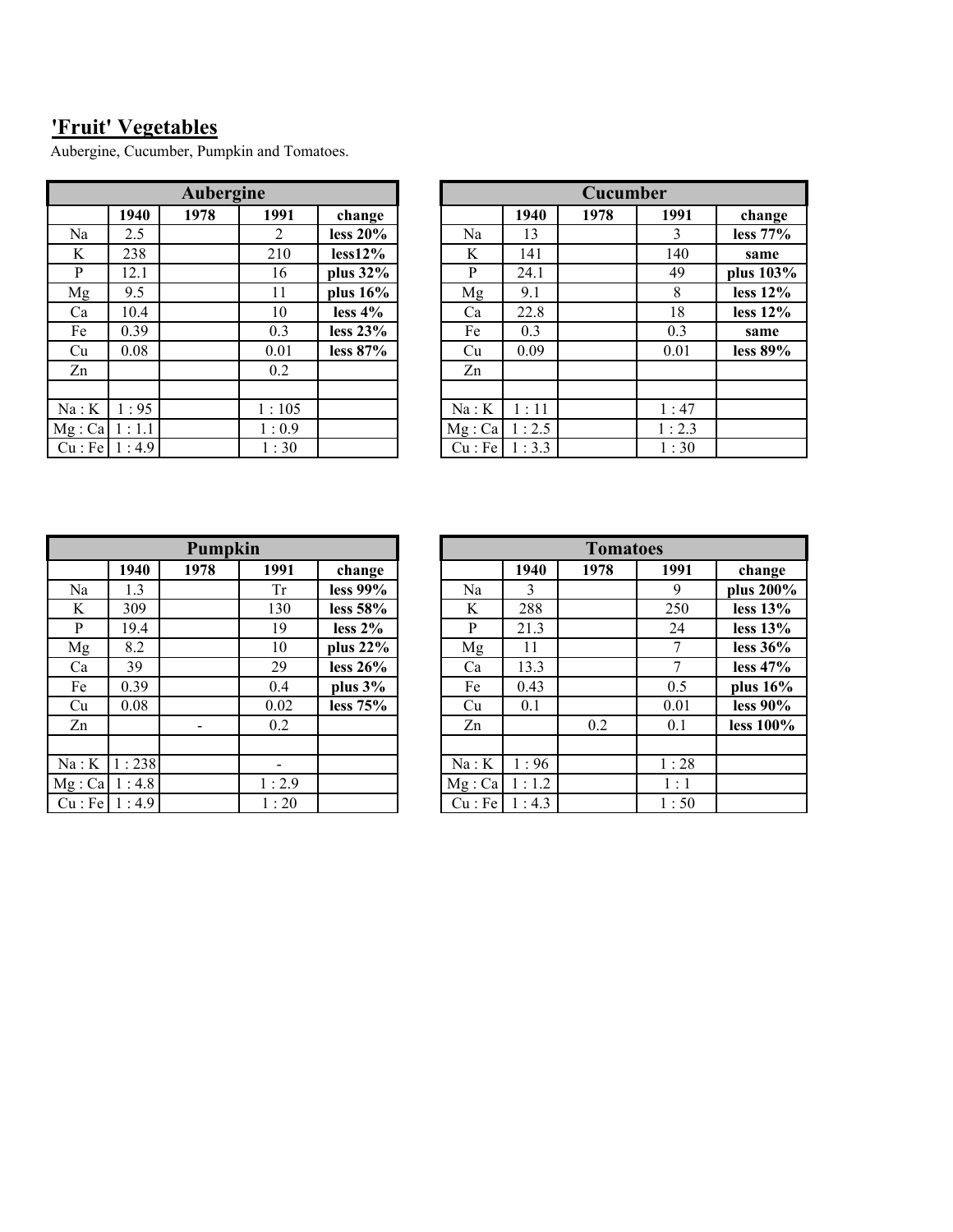## 'Fruit' Vegetables

Aubergine, Cucumber, Pumpkin and Tomatoes.

| Aubergine | | | | |
|---|---|---|---|---|
| | **1940** | **1978** | **1991** | **change** |
| Na | 2.5 | | 2 | **less 20%** |
| K | 238 | | 210 | **less12%** |
| P | 12.1 | | 16 | **plus 32%** |
| Mg | 9.5 | | 11 | **plus 16%** |
| Ca | 10.4 | | 10 | **less 4%** |
| Fe | 0.39 | | 0.3 | **less 23%** |
| Cu | 0.08 | | 0.01 | **less 87%** |
| Zn | | | 0.2 | |
| | | | | |
| Na : K | 1 : 95 | | 1 : 105 | |
| Mg : Ca | 1 : 1.1 | | 1 : 0.9 | |
| Cu : Fe | 1 : 4.9 | | 1 : 30 | |

| Cucumber | | | | |
|---|---|---|---|---|
| | **1940** | **1978** | **1991** | **change** |
| Na | 13 | | 3 | **less 77%** |
| K | 141 | | 140 | **same** |
| P | 24.1 | | 49 | **plus 103%** |
| Mg | 9.1 | | 8 | **less 12%** |
| Ca | 22.8 | | 18 | **less 12%** |
| Fe | 0.3 | | 0.3 | **same** |
| Cu | 0.09 | | 0.01 | **less 89%** |
| Zn | | | | |
| | | | | |
| Na : K | 1 : 11 | | 1 : 47 | |
| Mg : Ca | 1 : 2.5 | | 1 : 2.3 | |
| Cu : Fe | 1 : 3.3 | | 1 : 30 | |

| Pumpkin | | | | |
|---|---|---|---|---|
| | **1940** | **1978** | **1991** | **change** |
| Na | 1.3 | | Tr | **less 99%** |
| K | 309 | | 130 | **less 58%** |
| P | 19.4 | | 19 | **less 2%** |
| Mg | 8.2 | | 10 | **plus 22%** |
| Ca | 39 | | 29 | **less 26%** |
| Fe | 0.39 | | 0.4 | **plus 3%** |
| Cu | 0.08 | | 0.02 | **less 75%** |
| Zn | | - | 0.2 | |
| | | | | |
| Na : K | 1 : 238 | | - | |
| Mg : Ca | 1 : 4.8 | | 1 : 2.9 | |
| Cu : Fe | 1 : 4.9 | | 1 : 20 | |

| Tomatoes | | | | |
|---|---|---|---|---|
| | **1940** | **1978** | **1991** | **change** |
| Na | 3 | | 9 | **plus 200%** |
| K | 288 | | 250 | **less 13%** |
| P | 21.3 | | 24 | **less 13%** |
| Mg | 11 | | 7 | **less 36%** |
| Ca | 13.3 | | 7 | **less 47%** |
| Fe | 0.43 | | 0.5 | **plus 16%** |
| Cu | 0.1 | | 0.01 | **less 90%** |
| Zn | | 0.2 | 0.1 | **less 100%** |
| | | | | |
| Na : K | 1 : 96 | | 1 : 28 | |
| Mg : Ca | 1 : 1.2 | | 1 : 1 | |
| Cu : Fe | 1 : 4.3 | | 1 : 50 | |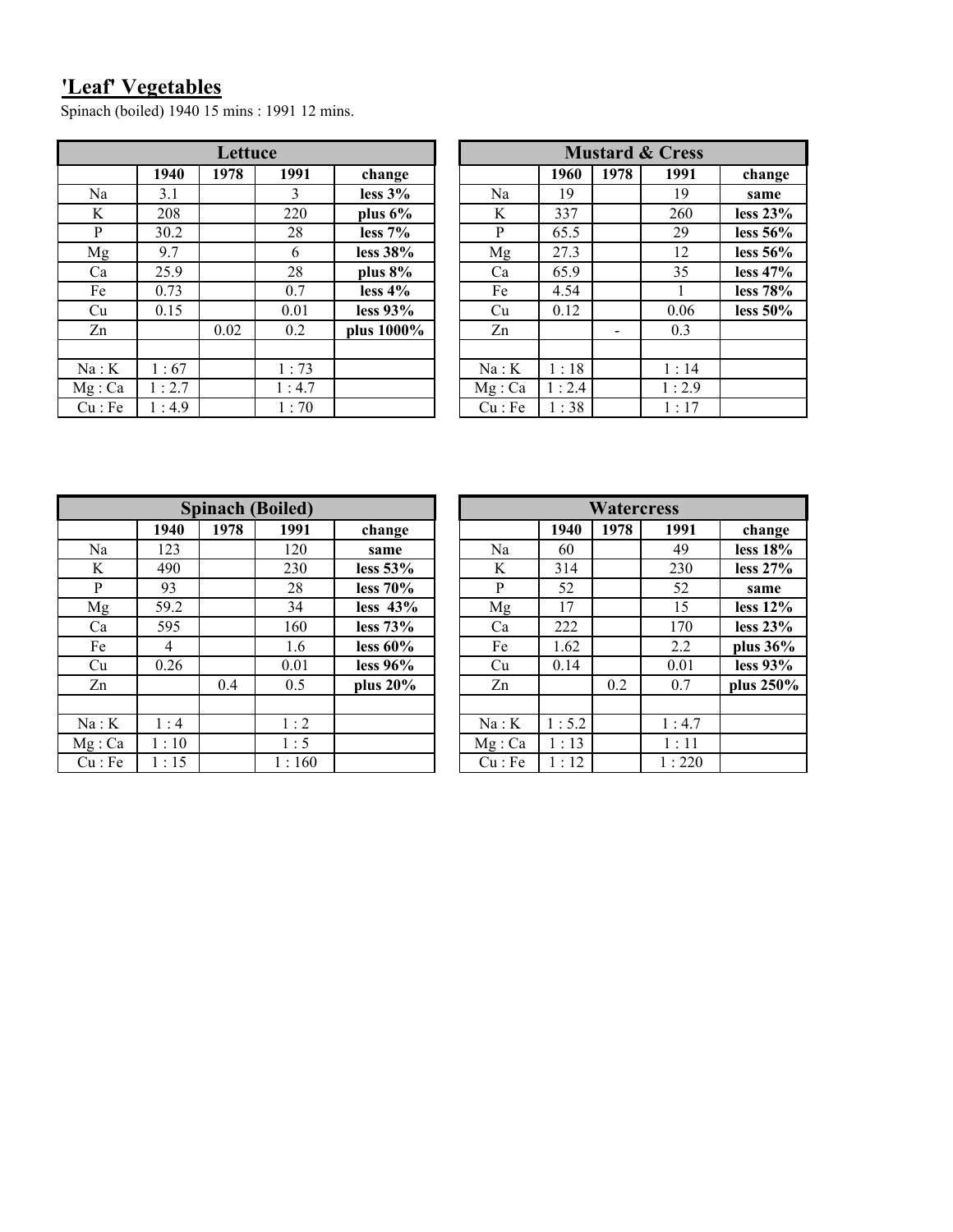## 'Leaf' Vegetables

Spinach (boiled) 1940 15 mins : 1991 12 mins.

| Lettuce | | | | |
|---|---|---|---|---|
| | **1940** | **1978** | **1991** | **change** |
| Na | 3.1 | | 3 | **less 3%** |
| K | 208 | | 220 | **plus 6%** |
| P | 30.2 | | 28 | **less 7%** |
| Mg | 9.7 | | 6 | **less 38%** |
| Ca | 25.9 | | 28 | **plus 8%** |
| Fe | 0.73 | | 0.7 | **less 4%** |
| Cu | 0.15 | | 0.01 | **less 93%** |
| Zn | | 0.02 | 0.2 | **plus 1000%** |
| | | | | |
| Na : K | 1 : 67 | | 1 : 73 | |
| Mg : Ca | 1 : 2.7 | | 1 : 4.7 | |
| Cu : Fe | 1 : 4.9 | | 1 : 70 | |

| Mustard & Cress | | | | |
|---|---|---|---|---|
| | **1960** | **1978** | **1991** | **change** |
| Na | 19 | | 19 | **same** |
| K | 337 | | 260 | **less 23%** |
| P | 65.5 | | 29 | **less 56%** |
| Mg | 27.3 | | 12 | **less 56%** |
| Ca | 65.9 | | 35 | **less 47%** |
| Fe | 4.54 | | 1 | **less 78%** |
| Cu | 0.12 | | 0.06 | **less 50%** |
| Zn | | - | 0.3 | |
| | | | | |
| Na : K | 1 : 18 | | 1 : 14 | |
| Mg : Ca | 1 : 2.4 | | 1 : 2.9 | |
| Cu : Fe | 1 : 38 | | 1 : 17 | |

| Spinach (Boiled) | | | | |
|---|---|---|---|---|
| | **1940** | **1978** | **1991** | **change** |
| Na | 123 | | 120 | **same** |
| K | 490 | | 230 | **less 53%** |
| P | 93 | | 28 | **less 70%** |
| Mg | 59.2 | | 34 | **less 43%** |
| Ca | 595 | | 160 | **less 73%** |
| Fe | 4 | | 1.6 | **less 60%** |
| Cu | 0.26 | | 0.01 | **less 96%** |
| Zn | | 0.4 | 0.5 | **plus 20%** |
| | | | | |
| Na : K | 1 : 4 | | 1 : 2 | |
| Mg : Ca | 1 : 10 | | 1 : 5 | |
| Cu : Fe | 1 : 15 | | 1 : 160 | |

| Watercress | | | | |
|---|---|---|---|---|
| | **1940** | **1978** | **1991** | **change** |
| Na | 60 | | 49 | **less 18%** |
| K | 314 | | 230 | **less 27%** |
| P | 52 | | 52 | **same** |
| Mg | 17 | | 15 | **less 12%** |
| Ca | 222 | | 170 | **less 23%** |
| Fe | 1.62 | | 2.2 | **plus 36%** |
| Cu | 0.14 | | 0.01 | **less 93%** |
| Zn | | 0.2 | 0.7 | **plus 250%** |
| | | | | |
| Na : K | 1 : 5.2 | | 1 : 4.7 | |
| Mg : Ca | 1 : 13 | | 1 : 11 | |
| Cu : Fe | 1 : 12 | | 1 : 220 | |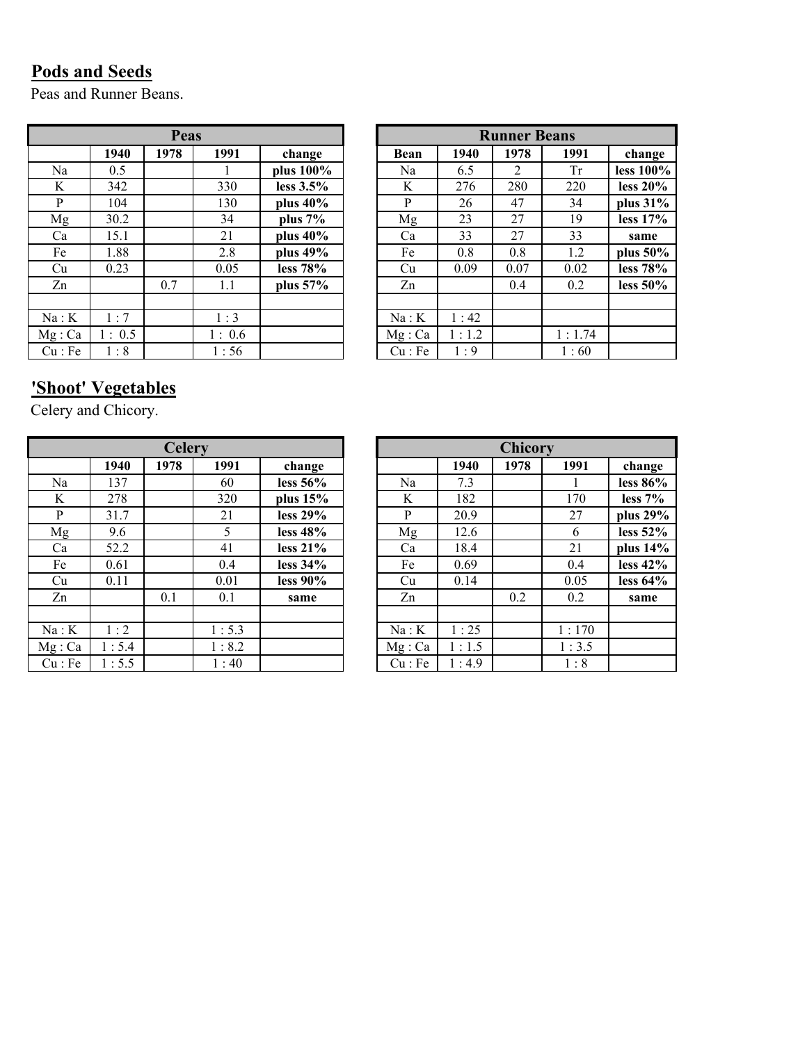## Pods and Seeds

Peas and Runner Beans.

| Peas | | | | |
|---|---|---|---|---|
| | **1940** | **1978** | **1991** | **change** |
| Na | 0.5 | | 1 | **plus 100%** |
| K | 342 | | 330 | **less 3.5%** |
| P | 104 | | 130 | **plus 40%** |
| Mg | 30.2 | | 34 | **plus 7%** |
| Ca | 15.1 | | 21 | **plus 40%** |
| Fe | 1.88 | | 2.8 | **plus 49%** |
| Cu | 0.23 | | 0.05 | **less 78%** |
| Zn | | 0.7 | 1.1 | **plus 57%** |
| | | | | |
| Na : K | 1 : 7 | | 1 : 3 | |
| Mg : Ca | 1 : 0.5 | | 1 : 0.6 | |
| Cu : Fe | 1 : 8 | | 1 : 56 | |

| Runner Beans | | | | |
|---|---|---|---|---|
| **Bean** | **1940** | **1978** | **1991** | **change** |
| Na | 6.5 | 2 | Tr | **less 100%** |
| K | 276 | 280 | 220 | **less 20%** |
| P | 26 | 47 | 34 | **plus 31%** |
| Mg | 23 | 27 | 19 | **less 17%** |
| Ca | 33 | 27 | 33 | **same** |
| Fe | 0.8 | 0.8 | 1.2 | **plus 50%** |
| Cu | 0.09 | 0.07 | 0.02 | **less 78%** |
| Zn | | 0.4 | 0.2 | **less 50%** |
| | | | | |
| Na : K | 1 : 42 | | | |
| Mg : Ca | 1 : 1.2 | | 1 : 1.74 | |
| Cu : Fe | 1 : 9 | | 1 : 60 | |

## 'Shoot' Vegetables

Celery and Chicory.

| Celery | | | | |
|---|---|---|---|---|
| | **1940** | **1978** | **1991** | **change** |
| Na | 137 | | 60 | **less 56%** |
| K | 278 | | 320 | **plus 15%** |
| P | 31.7 | | 21 | **less 29%** |
| Mg | 9.6 | | 5 | **less 48%** |
| Ca | 52.2 | | 41 | **less 21%** |
| Fe | 0.61 | | 0.4 | **less 34%** |
| Cu | 0.11 | | 0.01 | **less 90%** |
| Zn | | 0.1 | 0.1 | **same** |
| | | | | |
| Na : K | 1 : 2 | | 1 : 5.3 | |
| Mg : Ca | 1 : 5.4 | | 1 : 8.2 | |
| Cu : Fe | 1 : 5.5 | | 1 : 40 | |

| Chicory | | | | |
|---|---|---|---|---|
| | **1940** | **1978** | **1991** | **change** |
| Na | 7.3 | | 1 | **less 86%** |
| K | 182 | | 170 | **less 7%** |
| P | 20.9 | | 27 | **plus 29%** |
| Mg | 12.6 | | 6 | **less 52%** |
| Ca | 18.4 | | 21 | **plus 14%** |
| Fe | 0.69 | | 0.4 | **less 42%** |
| Cu | 0.14 | | 0.05 | **less 64%** |
| Zn | | 0.2 | 0.2 | **same** |
| | | | | |
| Na : K | 1 : 25 | | 1 : 170 | |
| Mg : Ca | 1 : 1.5 | | 1 : 3.5 | |
| Cu : Fe | 1 : 4.9 | | 1 : 8 | |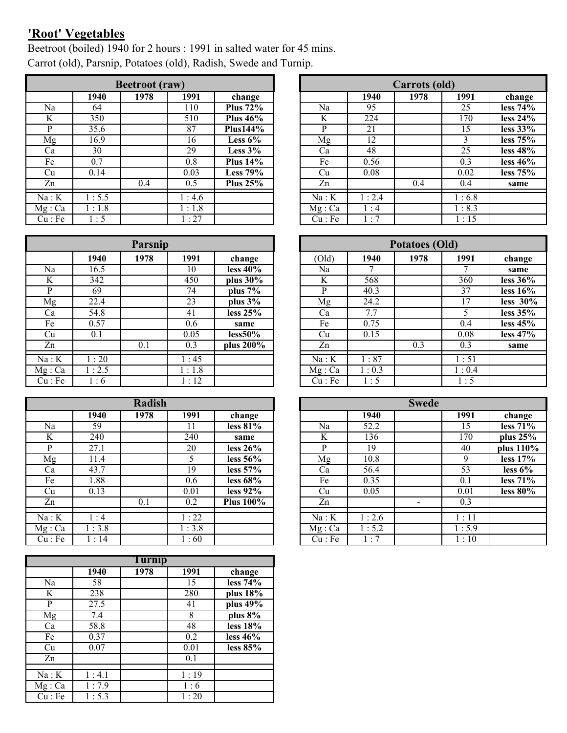## 'Root' Vegetables

Beetroot (boiled) 1940 for 2 hours : 1991 in salted water for 45 mins.
Carrot (old), Parsnip, Potatoes (old), Radish, Swede and Turnip.

| Beetroot (raw) | | | | |
|---|---|---|---|---|
| | **1940** | **1978** | **1991** | **change** |
| Na | 64 | | 110 | **Plus 72%** |
| K | 350 | | 510 | **Plus 46%** |
| P | 35.6 | | 87 | **Plus144%** |
| Mg | 16.9 | | 16 | **Less 6%** |
| Ca | 30 | | 29 | **Less 3%** |
| Fe | 0.7 | | 0.8 | **Plus 14%** |
| Cu | 0.14 | | 0.03 | **Less 79%** |
| Zn | | 0.4 | 0.5 | **Plus 25%** |
| Na : K | 1 : 5.5 | | 1 : 4.6 | |
| Mg : Ca | 1 : 1.8 | | 1 : 1.8 | |
| Cu : Fe | 1 : 5 | | 1 : 27 | |

| Carrots (old) | | | | |
|---|---|---|---|---|
| | **1940** | **1978** | **1991** | **change** |
| Na | 95 | | 25 | **less 74%** |
| K | 224 | | 170 | **less 24%** |
| P | 21 | | 15 | **less 33%** |
| Mg | 12 | | 3 | **less 75%** |
| Ca | 48 | | 25 | **less 48%** |
| Fe | 0.56 | | 0.3 | **less 46%** |
| Cu | 0.08 | | 0.02 | **less 75%** |
| Zn | | 0.4 | 0.4 | **same** |
| Na : K | 1 : 2.4 | | 1 : 6.8 | |
| Mg : Ca | 1 : 4 | | 1 : 8.3 | |
| Cu : Fe | 1 : 7 | | 1 : 15 | |

| Parsnip | | | | |
|---|---|---|---|---|
| | **1940** | **1978** | **1991** | **change** |
| Na | 16.5 | | 10 | **less 40%** |
| K | 342 | | 450 | **plus 30%** |
| P | 69 | | 74 | **plus 7%** |
| Mg | 22.4 | | 23 | **plus 3%** |
| Ca | 54.8 | | 41 | **less 25%** |
| Fe | 0.57 | | 0.6 | **same** |
| Cu | 0.1 | | 0.05 | **less50%** |
| Zn | | 0.1 | 0.3 | **plus 200%** |
| Na : K | 1 : 20 | | 1 : 45 | |
| Mg : Ca | 1 : 2.5 | | 1 : 1.8 | |
| Cu : Fe | 1 : 6 | | 1 : 12 | |

| Potatoes (Old) | | | | |
|---|---|---|---|---|
| (Old) | **1940** | **1978** | **1991** | **change** |
| Na | 7 | | 7 | **same** |
| K | 568 | | 360 | **less 36%** |
| P | 40.3 | | 37 | **less 16%** |
| Mg | 24.2 | | 17 | **less 30%** |
| Ca | 7.7 | | 5 | **less 35%** |
| Fe | 0.75 | | 0.4 | **less 45%** |
| Cu | 0.15 | | 0.08 | **less 47%** |
| Zn | | 0.3 | 0.3 | **same** |
| Na : K | 1 : 87 | | 1 : 51 | |
| Mg : Ca | 1 : 0.3 | | 1 : 0.4 | |
| Cu : Fe | 1 : 5 | | 1 : 5 | |

| Radish | | | | |
|---|---|---|---|---|
| | **1940** | **1978** | **1991** | **change** |
| Na | 59 | | 11 | **less 81%** |
| K | 240 | | 240 | **same** |
| P | 27.1 | | 20 | **less 26%** |
| Mg | 11.4 | | 5 | **less 56%** |
| Ca | 43.7 | | 19 | **less 57%** |
| Fe | 1.88 | | 0.6 | **less 68%** |
| Cu | 0.13 | | 0.01 | **less 92%** |
| Zn | | 0.1 | 0.2 | **Plus 100%** |
| Na : K | 1 : 4 | | 1 : 22 | |
| Mg : Ca | 1 : 3.8 | | 1 : 3.8 | |
| Cu : Fe | 1 : 14 | | 1 : 60 | |

| Swede | | | | |
|---|---|---|---|---|
| | **1940** | | **1991** | **change** |
| Na | 52.2 | | 15 | **less 71%** |
| K | 136 | | 170 | **plus 25%** |
| P | 19 | | 40 | **plus 110%** |
| Mg | 10.8 | | 9 | **less 17%** |
| Ca | 56.4 | | 53 | **less 6%** |
| Fe | 0.35 | | 0.1 | **less 71%** |
| Cu | 0.05 | | 0.01 | **less 80%** |
| Zn | | - | 0.3 | |
| Na : K | 1 : 2.6 | | 1 : 11 | |
| Mg : Ca | 1 : 5.2 | | 1 : 5.9 | |
| Cu : Fe | 1 : 7 | | 1 : 10 | |

| Turnip | | | | |
|---|---|---|---|---|
| | **1940** | **1978** | **1991** | **change** |
| Na | 58 | | 15 | **less 74%** |
| K | 238 | | 280 | **plus 18%** |
| P | 27.5 | | 41 | **plus 49%** |
| Mg | 7.4 | | 8 | **plus 8%** |
| Ca | 58.8 | | 48 | **less 18%** |
| Fe | 0.37 | | 0.2 | **less 46%** |
| Cu | 0.07 | | 0.01 | **less 85%** |
| Zn | | | 0.1 | |
| Na : K | 1 : 4.1 | | 1 : 19 | |
| Mg : Ca | 1 : 7.9 | | 1 : 6 | |
| Cu : Fe | 1 : 5.3 | | 1 : 20 | |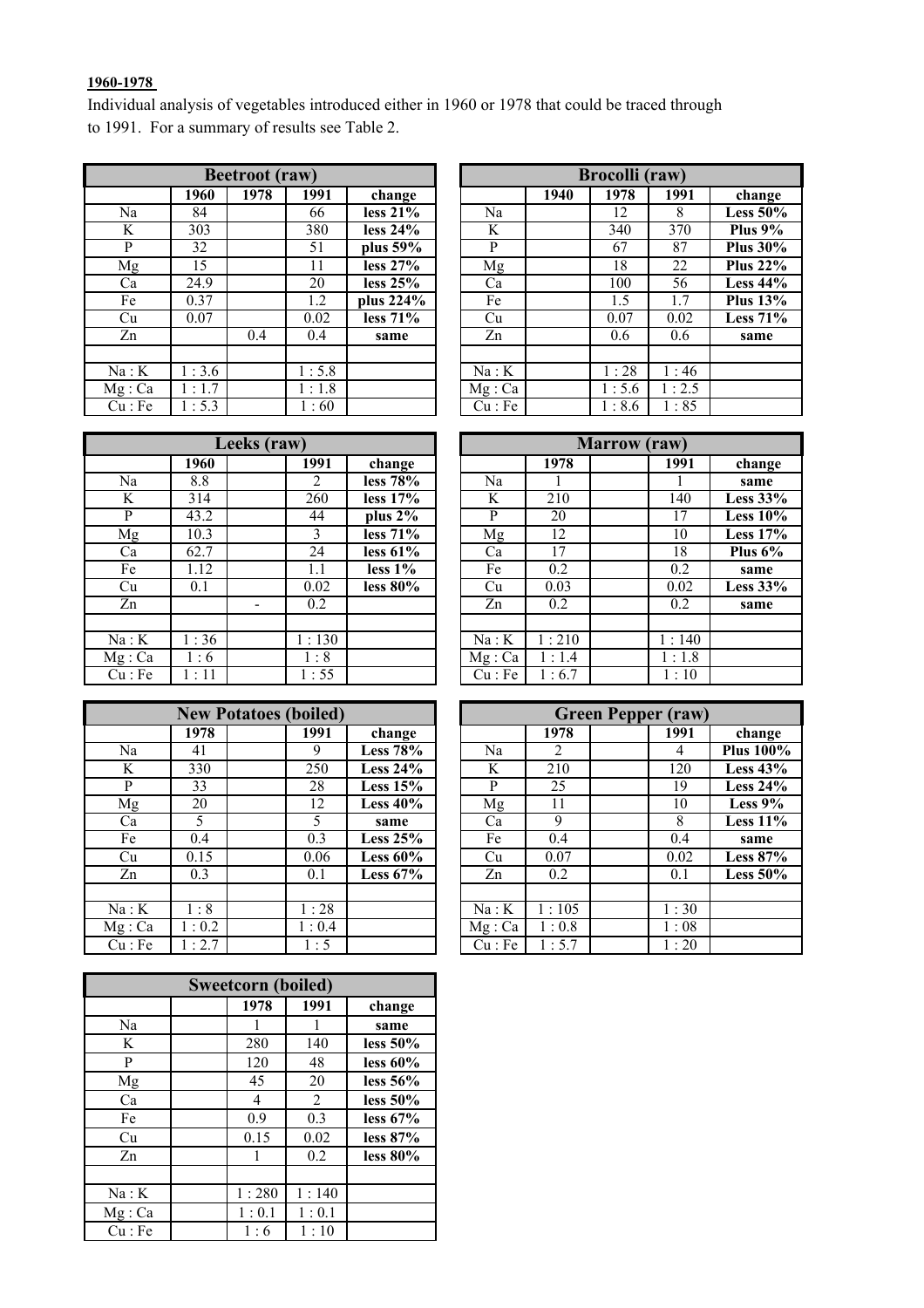**1960-1978**

Individual analysis of vegetables introduced either in 1960 or 1978 that could be traced through to 1991. For a summary of results see Table 2.

| Beetroot (raw) | | | | |
|---|---|---|---|---|
| | 1960 | 1978 | 1991 | change |
| Na | 84 | | 66 | less 21% |
| K | 303 | | 380 | less 24% |
| P | 32 | | 51 | plus 59% |
| Mg | 15 | | 11 | less 27% |
| Ca | 24.9 | | 20 | less 25% |
| Fe | 0.37 | | 1.2 | plus 224% |
| Cu | 0.07 | | 0.02 | less 71% |
| Zn | | 0.4 | 0.4 | same |
| | | | | |
| Na : K | 1 : 3.6 | | 1 : 5.8 | |
| Mg : Ca | 1 : 1.7 | | 1 : 1.8 | |
| Cu : Fe | 1 : 5.3 | | 1 : 60 | |

| Brocolli (raw) | | | | |
|---|---|---|---|---|
| | 1940 | 1978 | 1991 | change |
| Na | | 12 | 8 | Less 50% |
| K | | 340 | 370 | Plus 9% |
| P | | 67 | 87 | Plus 30% |
| Mg | | 18 | 22 | Plus 22% |
| Ca | | 100 | 56 | Less 44% |
| Fe | | 1.5 | 1.7 | Plus 13% |
| Cu | | 0.07 | 0.02 | Less 71% |
| Zn | | 0.6 | 0.6 | same |
| | | | | |
| Na : K | | 1 : 28 | 1 : 46 | |
| Mg : Ca | | 1 : 5.6 | 1 : 2.5 | |
| Cu : Fe | | 1 : 8.6 | 1 : 85 | |

| Leeks (raw) | | | | |
|---|---|---|---|---|
| | 1960 | | 1991 | change |
| Na | 8.8 | | 2 | less 78% |
| K | 314 | | 260 | less 17% |
| P | 43.2 | | 44 | plus 2% |
| Mg | 10.3 | | 3 | less 71% |
| Ca | 62.7 | | 24 | less 61% |
| Fe | 1.12 | | 1.1 | less 1% |
| Cu | 0.1 | | 0.02 | less 80% |
| Zn | | - | 0.2 | |
| | | | | |
| Na : K | 1 : 36 | | 1 : 130 | |
| Mg : Ca | 1 : 6 | | 1 : 8 | |
| Cu : Fe | 1 : 11 | | 1 : 55 | |

| Marrow (raw) | | | | |
|---|---|---|---|---|
| | 1978 | | 1991 | change |
| Na | 1 | | 1 | same |
| K | 210 | | 140 | Less 33% |
| P | 20 | | 17 | Less 10% |
| Mg | 12 | | 10 | Less 17% |
| Ca | 17 | | 18 | Plus 6% |
| Fe | 0.2 | | 0.2 | same |
| Cu | 0.03 | | 0.02 | Less 33% |
| Zn | 0.2 | | 0.2 | same |
| | | | | |
| Na : K | 1 : 210 | | 1 : 140 | |
| Mg : Ca | 1 : 1.4 | | 1 : 1.8 | |
| Cu : Fe | 1 : 6.7 | | 1 : 10 | |

| New Potatoes (boiled) | | | | |
|---|---|---|---|---|
| | 1978 | | 1991 | change |
| Na | 41 | | 9 | Less 78% |
| K | 330 | | 250 | Less 24% |
| P | 33 | | 28 | Less 15% |
| Mg | 20 | | 12 | Less 40% |
| Ca | 5 | | 5 | same |
| Fe | 0.4 | | 0.3 | Less 25% |
| Cu | 0.15 | | 0.06 | Less 60% |
| Zn | 0.3 | | 0.1 | Less 67% |
| | | | | |
| Na : K | 1 : 8 | | 1 : 28 | |
| Mg : Ca | 1 : 0.2 | | 1 : 0.4 | |
| Cu : Fe | 1 : 2.7 | | 1 : 5 | |

| Green Pepper (raw) | | | | |
|---|---|---|---|---|
| | 1978 | | 1991 | change |
| Na | 2 | | 4 | Plus 100% |
| K | 210 | | 120 | Less 43% |
| P | 25 | | 19 | Less 24% |
| Mg | 11 | | 10 | Less 9% |
| Ca | 9 | | 8 | Less 11% |
| Fe | 0.4 | | 0.4 | same |
| Cu | 0.07 | | 0.02 | Less 87% |
| Zn | 0.2 | | 0.1 | Less 50% |
| | | | | |
| Na : K | 1 : 105 | | 1 : 30 | |
| Mg : Ca | 1 : 0.8 | | 1 : 08 | |
| Cu : Fe | 1 : 5.7 | | 1 : 20 | |

| Sweetcorn (boiled) | | | | |
|---|---|---|---|---|
| | | 1978 | 1991 | change |
| Na | | 1 | 1 | same |
| K | | 280 | 140 | less 50% |
| P | | 120 | 48 | less 60% |
| Mg | | 45 | 20 | less 56% |
| Ca | | 4 | 2 | less 50% |
| Fe | | 0.9 | 0.3 | less 67% |
| Cu | | 0.15 | 0.02 | less 87% |
| Zn | | 1 | 0.2 | less 80% |
| | | | | |
| Na : K | | 1 : 280 | 1 : 140 | |
| Mg : Ca | | 1 : 0.1 | 1 : 0.1 | |
| Cu : Fe | | 1 : 6 | 1 : 10 | |